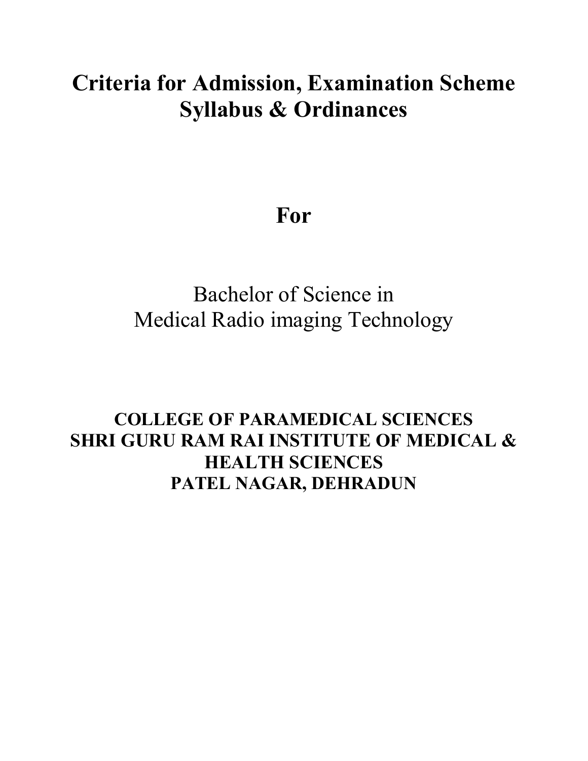# Criteria for Admission, Examination Scheme Syllabus & Ordinances

## For

Bachelor of Science in
Medical Radio imaging Technology

**COLLEGE OF PARAMEDICAL SCIENCES**
**SHRI GURU RAM RAI INSTITUTE OF MEDICAL & HEALTH SCIENCES**
**PATEL NAGAR, DEHRADUN**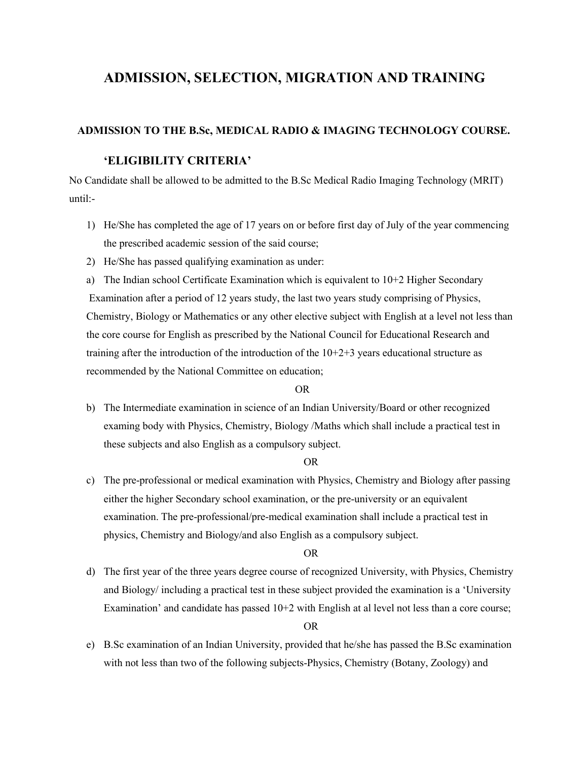# ADMISSION, SELECTION, MIGRATION AND TRAINING

### ADMISSION TO THE B.Sc, MEDICAL RADIO & IMAGING TECHNOLOGY COURSE.

### 'ELIGIBILITY CRITERIA'

No Candidate shall be allowed to be admitted to the B.Sc Medical Radio Imaging Technology (MRIT) until:-

1) He/She has completed the age of 17 years on or before first day of July of the year commencing the prescribed academic session of the said course;
2) He/She has passed qualifying examination as under:

a) The Indian school Certificate Examination which is equivalent to 10+2 Higher Secondary Examination after a period of 12 years study, the last two years study comprising of Physics, Chemistry, Biology or Mathematics or any other elective subject with English at a level not less than the core course for English as prescribed by the National Council for Educational Research and training after the introduction of the introduction of the 10+2+3 years educational structure as recommended by the National Committee on education;

OR

b) The Intermediate examination in science of an Indian University/Board or other recognized examing body with Physics, Chemistry, Biology /Maths which shall include a practical test in these subjects and also English as a compulsory subject.

OR

c) The pre-professional or medical examination with Physics, Chemistry and Biology after passing either the higher Secondary school examination, or the pre-university or an equivalent examination. The pre-professional/pre-medical examination shall include a practical test in physics, Chemistry and Biology/and also English as a compulsory subject.

OR

d) The first year of the three years degree course of recognized University, with Physics, Chemistry and Biology/ including a practical test in these subject provided the examination is a 'University Examination' and candidate has passed 10+2 with English at al level not less than a core course;

OR

e) B.Sc examination of an Indian University, provided that he/she has passed the B.Sc examination with not less than two of the following subjects-Physics, Chemistry (Botany, Zoology) and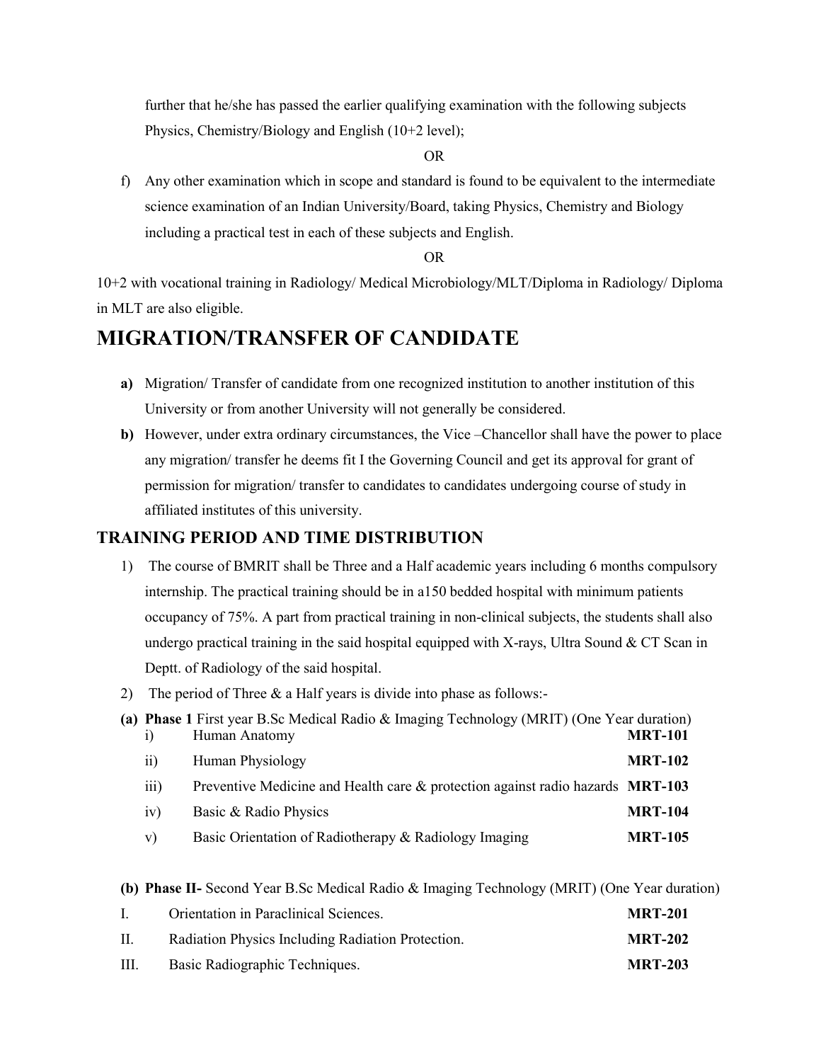further that he/she has passed the earlier qualifying examination with the following subjects Physics, Chemistry/Biology and English (10+2 level);

OR

f) Any other examination which in scope and standard is found to be equivalent to the intermediate science examination of an Indian University/Board, taking Physics, Chemistry and Biology including a practical test in each of these subjects and English.

OR

10+2 with vocational training in Radiology/ Medical Microbiology/MLT/Diploma in Radiology/ Diploma in MLT are also eligible.

# MIGRATION/TRANSFER OF CANDIDATE

**a)** Migration/ Transfer of candidate from one recognized institution to another institution of this University or from another University will not generally be considered.

**b)** However, under extra ordinary circumstances, the Vice –Chancellor shall have the power to place any migration/ transfer he deems fit I the Governing Council and get its approval for grant of permission for migration/ transfer to candidates to candidates undergoing course of study in affiliated institutes of this university.

## TRAINING PERIOD AND TIME DISTRIBUTION

1) The course of BMRIT shall be Three and a Half academic years including 6 months compulsory internship. The practical training should be in a150 bedded hospital with minimum patients occupancy of 75%. A part from practical training in non-clinical subjects, the students shall also undergo practical training in the said hospital equipped with X-rays, Ultra Sound & CT Scan in Deptt. of Radiology of the said hospital.

2) The period of Three & a Half years is divide into phase as follows:-

**(a) Phase 1** First year B.Sc Medical Radio & Imaging Technology (MRIT) (One Year duration)

| | | |
|---|---|---|
| i) | Human Anatomy | **MRT-101** |
| ii) | Human Physiology | **MRT-102** |
| iii) | Preventive Medicine and Health care & protection against radio hazards | **MRT-103** |
| iv) | Basic & Radio Physics | **MRT-104** |
| v) | Basic Orientation of Radiotherapy & Radiology Imaging | **MRT-105** |

**(b) Phase II-** Second Year B.Sc Medical Radio & Imaging Technology (MRIT) (One Year duration)

| | | |
|---|---|---|
| I. | Orientation in Paraclinical Sciences. | **MRT-201** |
| II. | Radiation Physics Including Radiation Protection. | **MRT-202** |
| III. | Basic Radiographic Techniques. | **MRT-203** |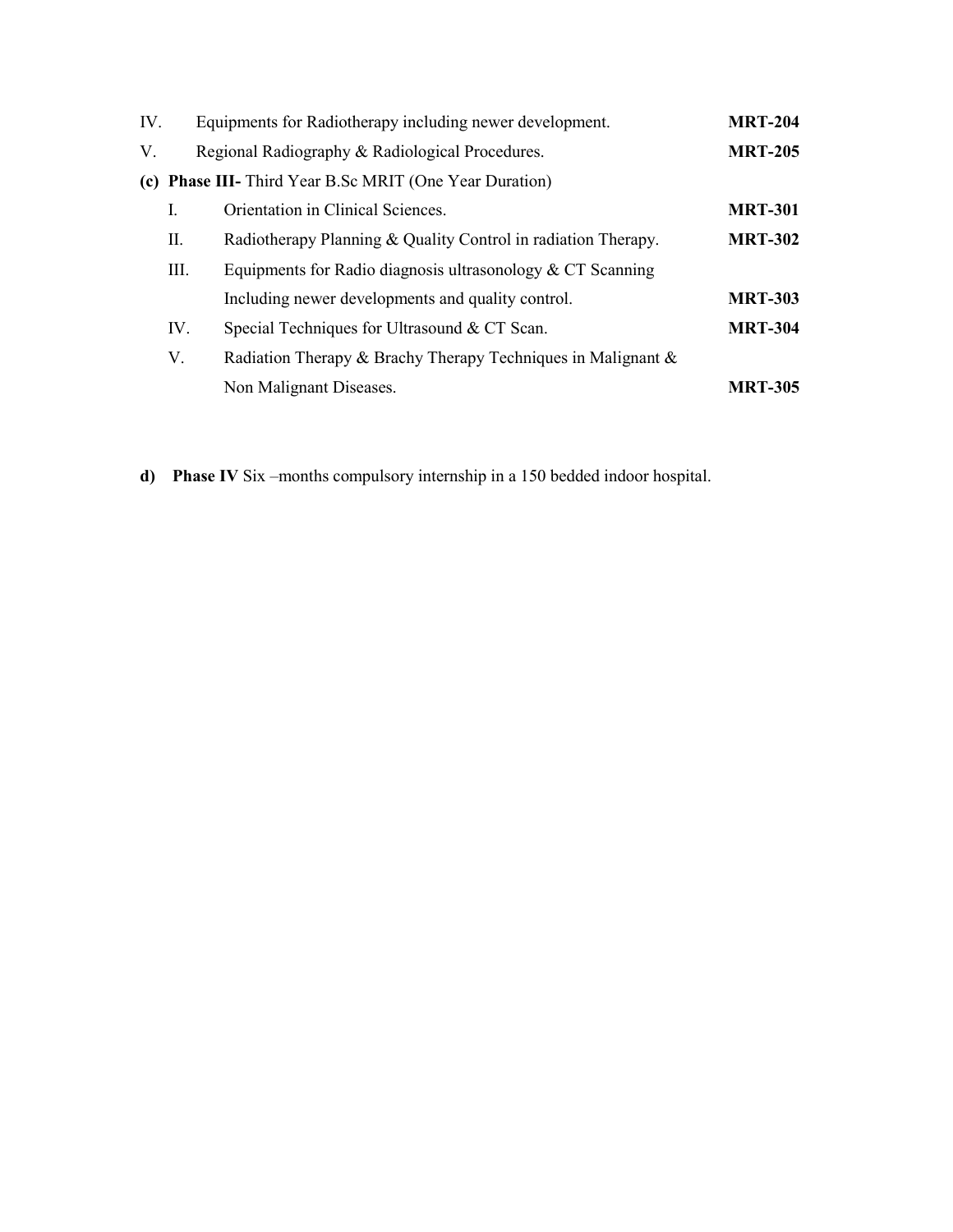IV. Equipments for Radiotherapy including newer development. **MRT-204**

V. Regional Radiography & Radiological Procedures. **MRT-205**

**(c) Phase III-** Third Year B.Sc MRIT (One Year Duration)

I. Orientation in Clinical Sciences. **MRT-301**

II. Radiotherapy Planning & Quality Control in radiation Therapy. **MRT-302**

III. Equipments for Radio diagnosis ultrasonology & CT Scanning Including newer developments and quality control. **MRT-303**

IV. Special Techniques for Ultrasound & CT Scan. **MRT-304**

V. Radiation Therapy & Brachy Therapy Techniques in Malignant & Non Malignant Diseases. **MRT-305**

**d) Phase IV** Six –months compulsory internship in a 150 bedded indoor hospital.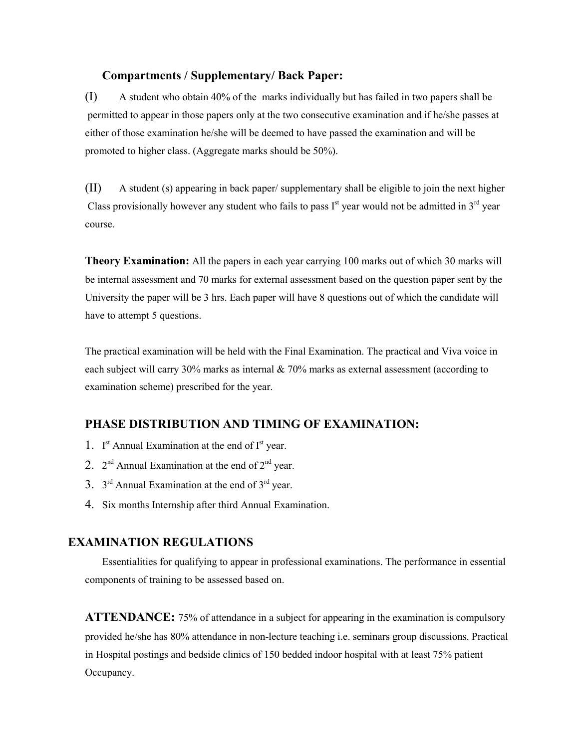### Compartments / Supplementary/ Back Paper:

(I) A student who obtain 40% of the marks individually but has failed in two papers shall be permitted to appear in those papers only at the two consecutive examination and if he/she passes at either of those examination he/she will be deemed to have passed the examination and will be promoted to higher class. (Aggregate marks should be 50%).

(II) A student (s) appearing in back paper/ supplementary shall be eligible to join the next higher Class provisionally however any student who fails to pass I[st] year would not be admitted in 3[rd] year course.

**Theory Examination:** All the papers in each year carrying 100 marks out of which 30 marks will be internal assessment and 70 marks for external assessment based on the question paper sent by the University the paper will be 3 hrs. Each paper will have 8 questions out of which the candidate will have to attempt 5 questions.

The practical examination will be held with the Final Examination. The practical and Viva voice in each subject will carry 30% marks as internal & 70% marks as external assessment (according to examination scheme) prescribed for the year.

## PHASE DISTRIBUTION AND TIMING OF EXAMINATION:

1. I[st] Annual Examination at the end of I[st] year.
2. 2[nd] Annual Examination at the end of 2[nd] year.
3. 3[rd] Annual Examination at the end of 3[rd] year.
4. Six months Internship after third Annual Examination.

## EXAMINATION REGULATIONS

Essentialities for qualifying to appear in professional examinations. The performance in essential components of training to be assessed based on.

**ATTENDANCE:** 75% of attendance in a subject for appearing in the examination is compulsory provided he/she has 80% attendance in non-lecture teaching i.e. seminars group discussions. Practical in Hospital postings and bedside clinics of 150 bedded indoor hospital with at least 75% patient Occupancy.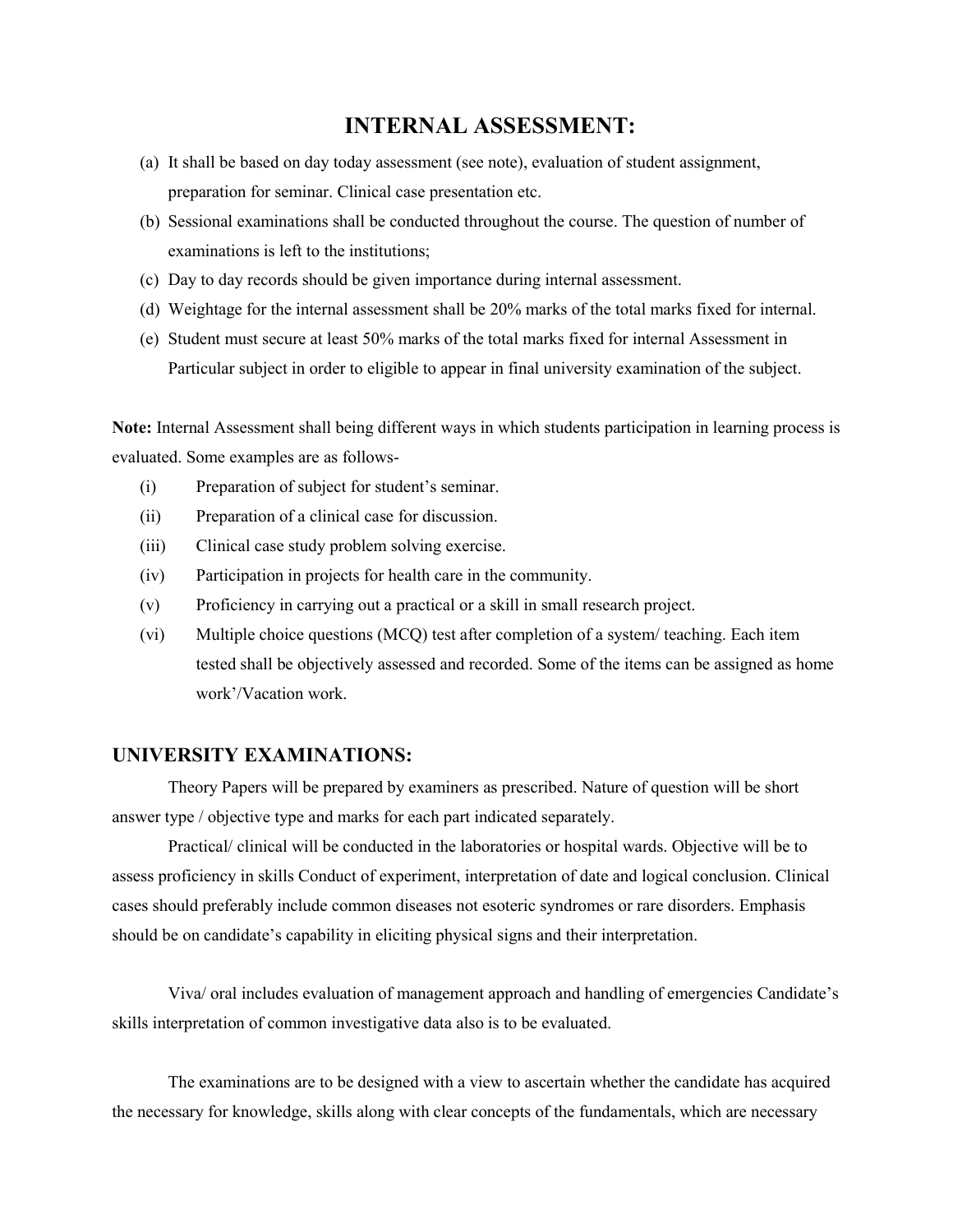# INTERNAL ASSESSMENT:

(a) It shall be based on day today assessment (see note), evaluation of student assignment, preparation for seminar. Clinical case presentation etc.

(b) Sessional examinations shall be conducted throughout the course. The question of number of examinations is left to the institutions;

(c) Day to day records should be given importance during internal assessment.

(d) Weightage for the internal assessment shall be 20% marks of the total marks fixed for internal.

(e) Student must secure at least 50% marks of the total marks fixed for internal Assessment in Particular subject in order to eligible to appear in final university examination of the subject.

**Note:** Internal Assessment shall being different ways in which students participation in learning process is evaluated. Some examples are as follows-

(i) Preparation of subject for student's seminar.

(ii) Preparation of a clinical case for discussion.

(iii) Clinical case study problem solving exercise.

(iv) Participation in projects for health care in the community.

(v) Proficiency in carrying out a practical or a skill in small research project.

(vi) Multiple choice questions (MCQ) test after completion of a system/ teaching. Each item tested shall be objectively assessed and recorded. Some of the items can be assigned as home work'/Vacation work.

## UNIVERSITY EXAMINATIONS:

Theory Papers will be prepared by examiners as prescribed. Nature of question will be short answer type / objective type and marks for each part indicated separately.

Practical/ clinical will be conducted in the laboratories or hospital wards. Objective will be to assess proficiency in skills Conduct of experiment, interpretation of date and logical conclusion. Clinical cases should preferably include common diseases not esoteric syndromes or rare disorders. Emphasis should be on candidate's capability in eliciting physical signs and their interpretation.

Viva/ oral includes evaluation of management approach and handling of emergencies Candidate's skills interpretation of common investigative data also is to be evaluated.

The examinations are to be designed with a view to ascertain whether the candidate has acquired the necessary for knowledge, skills along with clear concepts of the fundamentals, which are necessary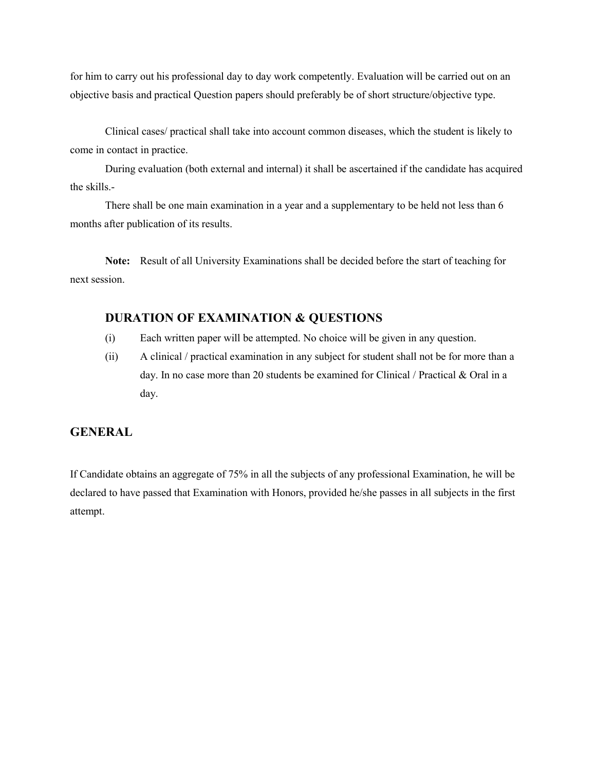for him to carry out his professional day to day work competently. Evaluation will be carried out on an objective basis and practical Question papers should preferably be of short structure/objective type.

Clinical cases/ practical shall take into account common diseases, which the student is likely to come in contact in practice.

During evaluation (both external and internal) it shall be ascertained if the candidate has acquired the skills.-

There shall be one main examination in a year and a supplementary to be held not less than 6 months after publication of its results.

**Note:** Result of all University Examinations shall be decided before the start of teaching for next session.

### DURATION OF EXAMINATION & QUESTIONS

(i) Each written paper will be attempted. No choice will be given in any question.

(ii) A clinical / practical examination in any subject for student shall not be for more than a day. In no case more than 20 students be examined for Clinical / Practical & Oral in a day.

## GENERAL

If Candidate obtains an aggregate of 75% in all the subjects of any professional Examination, he will be declared to have passed that Examination with Honors, provided he/she passes in all subjects in the first attempt.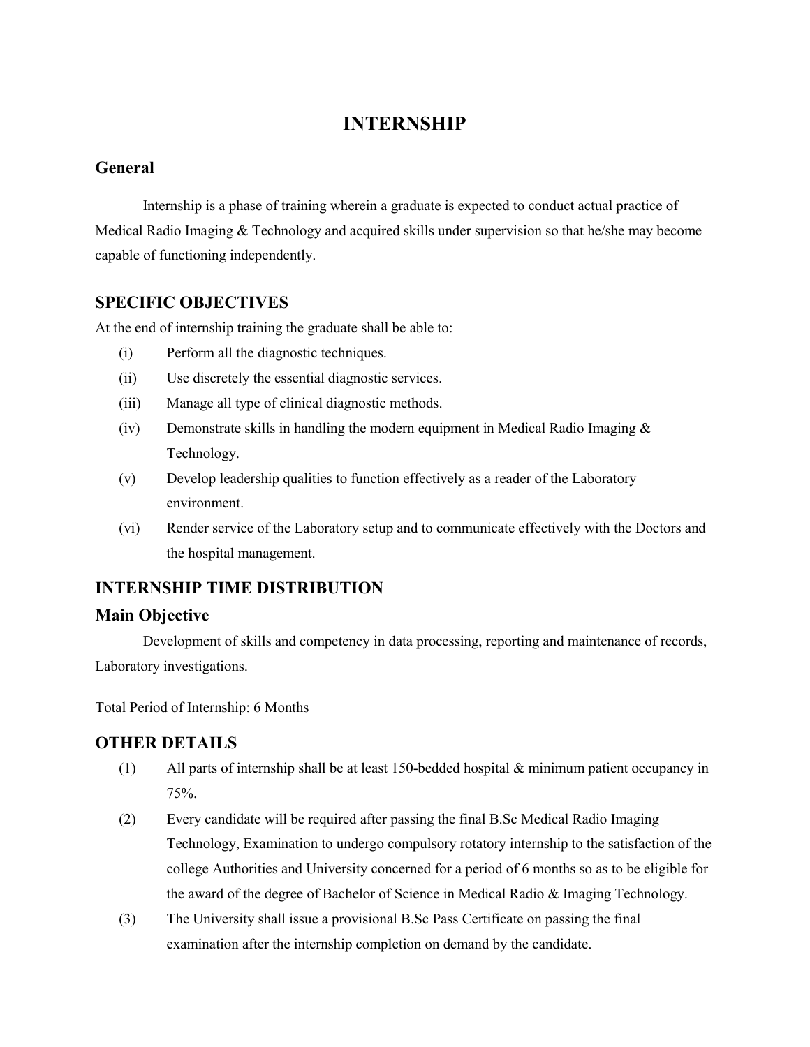# INTERNSHIP

## General

Internship is a phase of training wherein a graduate is expected to conduct actual practice of Medical Radio Imaging & Technology and acquired skills under supervision so that he/she may become capable of functioning independently.

## SPECIFIC OBJECTIVES

At the end of internship training the graduate shall be able to:

- (i) Perform all the diagnostic techniques.
- (ii) Use discretely the essential diagnostic services.
- (iii) Manage all type of clinical diagnostic methods.
- (iv) Demonstrate skills in handling the modern equipment in Medical Radio Imaging & Technology.
- (v) Develop leadership qualities to function effectively as a reader of the Laboratory environment.
- (vi) Render service of the Laboratory setup and to communicate effectively with the Doctors and the hospital management.

## INTERNSHIP TIME DISTRIBUTION

## Main Objective

Development of skills and competency in data processing, reporting and maintenance of records, Laboratory investigations.

Total Period of Internship: 6 Months

## OTHER DETAILS

- (1) All parts of internship shall be at least 150-bedded hospital & minimum patient occupancy in 75%.
- (2) Every candidate will be required after passing the final B.Sc Medical Radio Imaging Technology, Examination to undergo compulsory rotatory internship to the satisfaction of the college Authorities and University concerned for a period of 6 months so as to be eligible for the award of the degree of Bachelor of Science in Medical Radio & Imaging Technology.
- (3) The University shall issue a provisional B.Sc Pass Certificate on passing the final examination after the internship completion on demand by the candidate.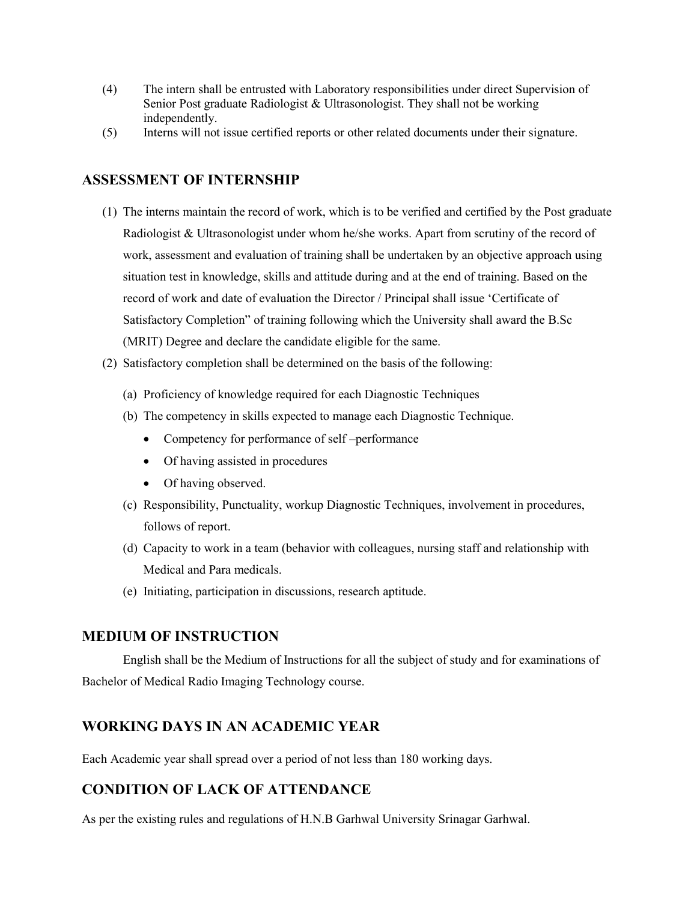(4) The intern shall be entrusted with Laboratory responsibilities under direct Supervision of Senior Post graduate Radiologist & Ultrasonologist. They shall not be working independently.

(5) Interns will not issue certified reports or other related documents under their signature.

## ASSESSMENT OF INTERNSHIP

(1) The interns maintain the record of work, which is to be verified and certified by the Post graduate Radiologist & Ultrasonologist under whom he/she works. Apart from scrutiny of the record of work, assessment and evaluation of training shall be undertaken by an objective approach using situation test in knowledge, skills and attitude during and at the end of training. Based on the record of work and date of evaluation the Director / Principal shall issue 'Certificate of Satisfactory Completion" of training following which the University shall award the B.Sc (MRIT) Degree and declare the candidate eligible for the same.

(2) Satisfactory completion shall be determined on the basis of the following:

   (a) Proficiency of knowledge required for each Diagnostic Techniques

   (b) The competency in skills expected to manage each Diagnostic Technique.

   - Competency for performance of self –performance
   - Of having assisted in procedures
   - Of having observed.

   (c) Responsibility, Punctuality, workup Diagnostic Techniques, involvement in procedures, follows of report.

   (d) Capacity to work in a team (behavior with colleagues, nursing staff and relationship with Medical and Para medicals.

   (e) Initiating, participation in discussions, research aptitude.

## MEDIUM OF INSTRUCTION

English shall be the Medium of Instructions for all the subject of study and for examinations of Bachelor of Medical Radio Imaging Technology course.

## WORKING DAYS IN AN ACADEMIC YEAR

Each Academic year shall spread over a period of not less than 180 working days.

## CONDITION OF LACK OF ATTENDANCE

As per the existing rules and regulations of H.N.B Garhwal University Srinagar Garhwal.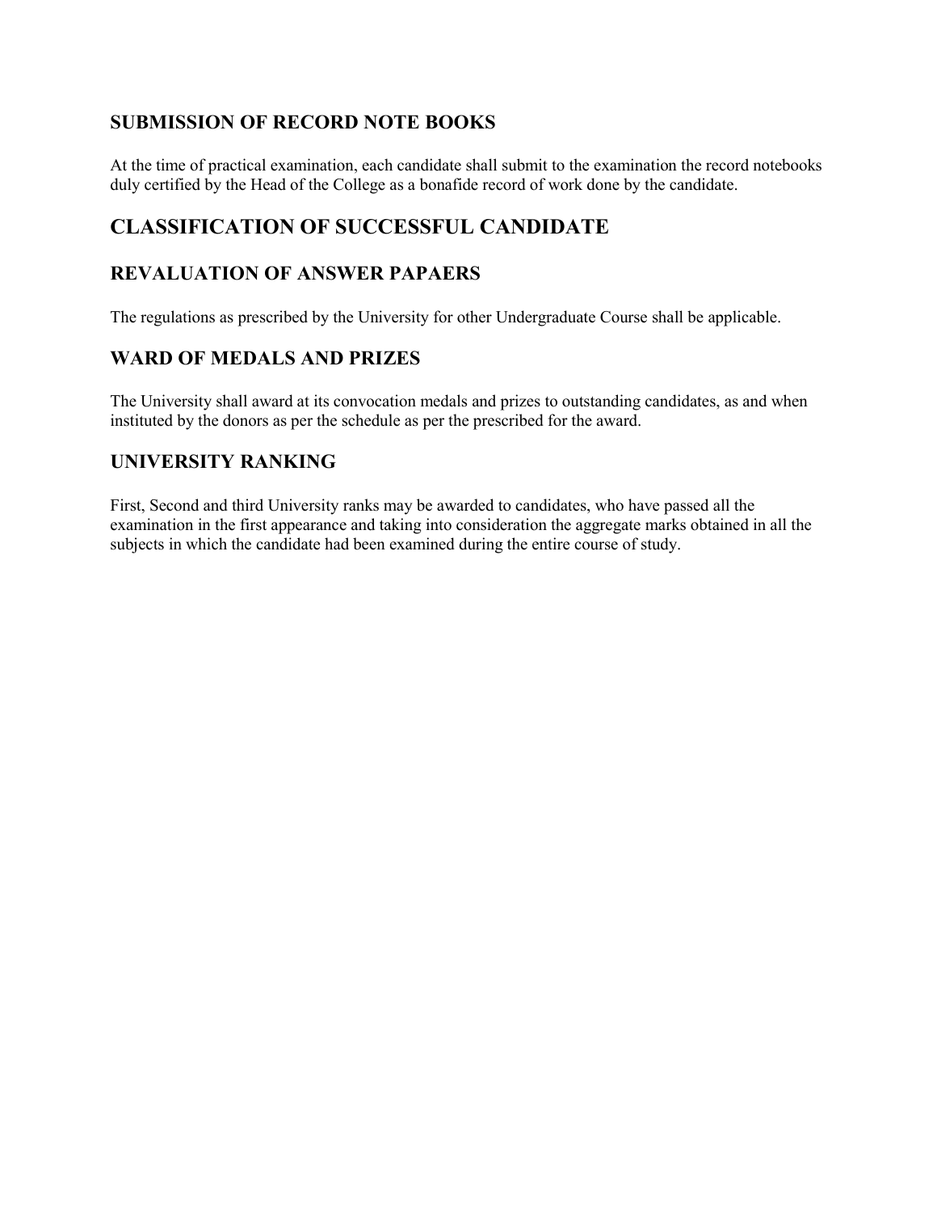### SUBMISSION OF RECORD NOTE BOOKS

At the time of practical examination, each candidate shall submit to the examination the record notebooks duly certified by the Head of the College as a bonafide record of work done by the candidate.

## CLASSIFICATION OF SUCCESSFUL CANDIDATE

### REVALUATION OF ANSWER PAPAERS

The regulations as prescribed by the University for other Undergraduate Course shall be applicable.

### WARD OF MEDALS AND PRIZES

The University shall award at its convocation medals and prizes to outstanding candidates, as and when instituted by the donors as per the schedule as per the prescribed for the award.

### UNIVERSITY RANKING

First, Second and third University ranks may be awarded to candidates, who have passed all the examination in the first appearance and taking into consideration the aggregate marks obtained in all the subjects in which the candidate had been examined during the entire course of study.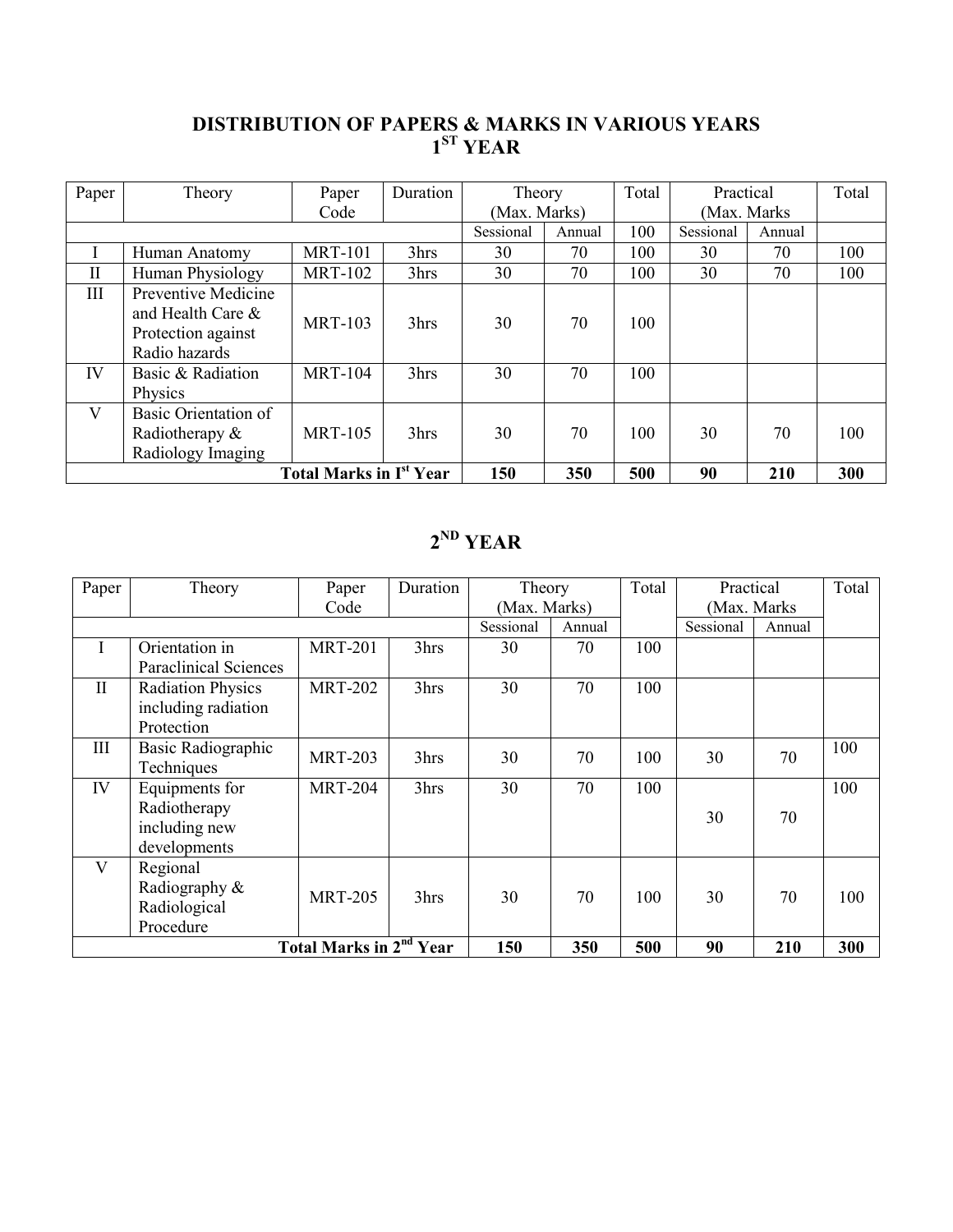# DISTRIBUTION OF PAPERS & MARKS IN VARIOUS YEARS

## 1ST YEAR

| Paper | Theory | Paper Code | Duration | Theory (Max. Marks) | | Total | Practical (Max. Marks | | Total |
|---|---|---|---|---|---|---|---|---|---|
| | | | | Sessional | Annual | 100 | Sessional | Annual | |
| I | Human Anatomy | MRT-101 | 3hrs | 30 | 70 | 100 | 30 | 70 | 100 |
| II | Human Physiology | MRT-102 | 3hrs | 30 | 70 | 100 | 30 | 70 | 100 |
| III | Preventive Medicine and Health Care & Protection against Radio hazards | MRT-103 | 3hrs | 30 | 70 | 100 | | | |
| IV | Basic & Radiation Physics | MRT-104 | 3hrs | 30 | 70 | 100 | | | |
| V | Basic Orientation of Radiotherapy & Radiology Imaging | MRT-105 | 3hrs | 30 | 70 | 100 | 30 | 70 | 100 |
| **Total Marks in Ist Year** | | | | **150** | **350** | **500** | **90** | **210** | **300** |

## 2ND YEAR

| Paper | Theory | Paper Code | Duration | Theory (Max. Marks) | | Total | Practical (Max. Marks | | Total |
|---|---|---|---|---|---|---|---|---|---|
| | | | | Sessional | Annual | | Sessional | Annual | |
| I | Orientation in Paraclinical Sciences | MRT-201 | 3hrs | 30 | 70 | 100 | | | |
| II | Radiation Physics including radiation Protection | MRT-202 | 3hrs | 30 | 70 | 100 | | | |
| III | Basic Radiographic Techniques | MRT-203 | 3hrs | 30 | 70 | 100 | 30 | 70 | 100 |
| IV | Equipments for Radiotherapy including new developments | MRT-204 | 3hrs | 30 | 70 | 100 | 30 | 70 | 100 |
| V | Regional Radiography & Radiological Procedure | MRT-205 | 3hrs | 30 | 70 | 100 | 30 | 70 | 100 |
| **Total Marks in 2nd Year** | | | | **150** | **350** | **500** | **90** | **210** | **300** |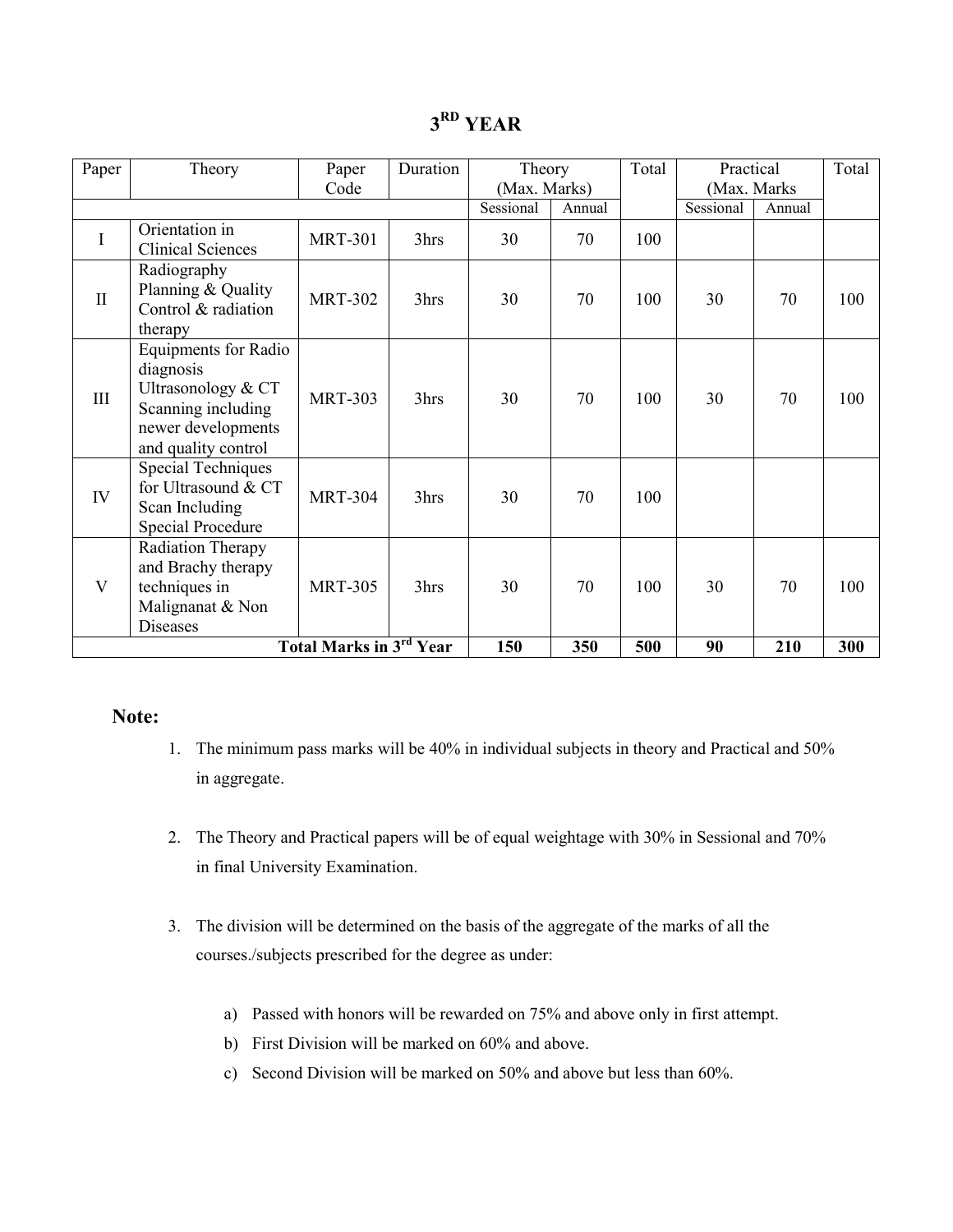# 3<sup>RD</sup> YEAR

| Paper | Theory | Paper Code | Duration | Theory (Max. Marks) | | Total | Practical (Max. Marks | | Total |
|---|---|---|---|---|---|---|---|---|---|
| | | | | Sessional | Annual | | Sessional | Annual | |
| I | Orientation in Clinical Sciences | MRT-301 | 3hrs | 30 | 70 | 100 | | | |
| II | Radiography Planning & Quality Control & radiation therapy | MRT-302 | 3hrs | 30 | 70 | 100 | 30 | 70 | 100 |
| III | Equipments for Radio diagnosis Ultrasonology & CT Scanning including newer developments and quality control | MRT-303 | 3hrs | 30 | 70 | 100 | 30 | 70 | 100 |
| IV | Special Techniques for Ultrasound & CT Scan Including Special Procedure | MRT-304 | 3hrs | 30 | 70 | 100 | | | |
| V | Radiation Therapy and Brachy therapy techniques in Malignanat & Non Diseases | MRT-305 | 3hrs | 30 | 70 | 100 | 30 | 70 | 100 |
| **Total Marks in 3rd Year** | | | | **150** | **350** | **500** | **90** | **210** | **300** |

**Note:**

1. The minimum pass marks will be 40% in individual subjects in theory and Practical and 50% in aggregate.

2. The Theory and Practical papers will be of equal weightage with 30% in Sessional and 70% in final University Examination.

3. The division will be determined on the basis of the aggregate of the marks of all the courses./subjects prescribed for the degree as under:

   a) Passed with honors will be rewarded on 75% and above only in first attempt.
   b) First Division will be marked on 60% and above.
   c) Second Division will be marked on 50% and above but less than 60%.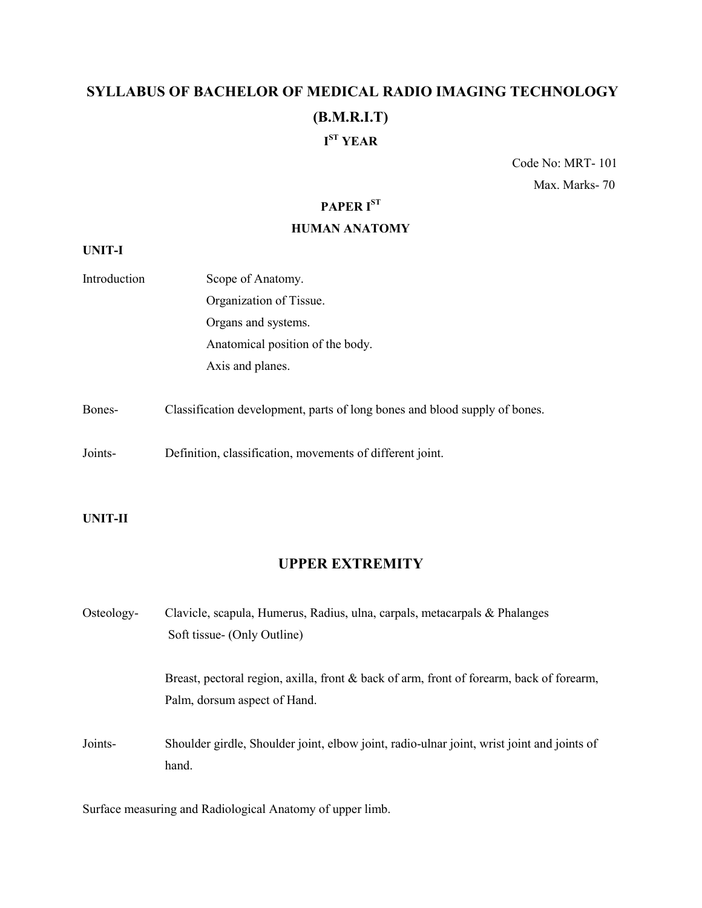# SYLLABUS OF BACHELOR OF MEDICAL RADIO IMAGING TECHNOLOGY (B.M.R.I.T)

## I[ST] YEAR

Code No: MRT- 101

Max. Marks- 70

## PAPER I[ST]

## HUMAN ANATOMY

**UNIT-I**

Introduction
- Scope of Anatomy.
- Organization of Tissue.
- Organs and systems.
- Anatomical position of the body.
- Axis and planes.

Bones- Classification development, parts of long bones and blood supply of bones.

Joints- Definition, classification, movements of different joint.

**UNIT-II**

## UPPER EXTREMITY

Osteology- Clavicle, scapula, Humerus, Radius, ulna, carpals, metacarpals & Phalanges
Soft tissue- (Only Outline)

Breast, pectoral region, axilla, front & back of arm, front of forearm, back of forearm, Palm, dorsum aspect of Hand.

Joints- Shoulder girdle, Shoulder joint, elbow joint, radio-ulnar joint, wrist joint and joints of hand.

Surface measuring and Radiological Anatomy of upper limb.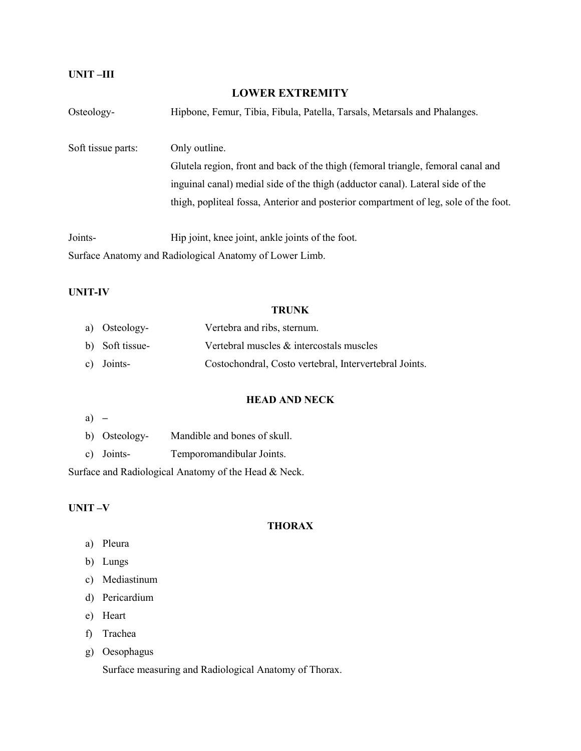**UNIT –III**

## LOWER EXTREMITY

Osteology- Hipbone, Femur, Tibia, Fibula, Patella, Tarsals, Metarsals and Phalanges.

Soft tissue parts: Only outline.
Glutela region, front and back of the thigh (femoral triangle, femoral canal and inguinal canal) medial side of the thigh (adductor canal). Lateral side of the thigh, popliteal fossa, Anterior and posterior compartment of leg, sole of the foot.

Joints- Hip joint, knee joint, ankle joints of the foot.

Surface Anatomy and Radiological Anatomy of Lower Limb.

**UNIT-IV**

## TRUNK

a) Osteology- Vertebra and ribs, sternum.
b) Soft tissue- Vertebral muscles & intercostals muscles
c) Joints- Costochondral, Costo vertebral, Intervertebral Joints.

## HEAD AND NECK

a) –
b) Osteology- Mandible and bones of skull.
c) Joints- Temporomandibular Joints.

Surface and Radiological Anatomy of the Head & Neck.

**UNIT –V**

## THORAX

a) Pleura
b) Lungs
c) Mediastinum
d) Pericardium
e) Heart
f) Trachea
g) Oesophagus

Surface measuring and Radiological Anatomy of Thorax.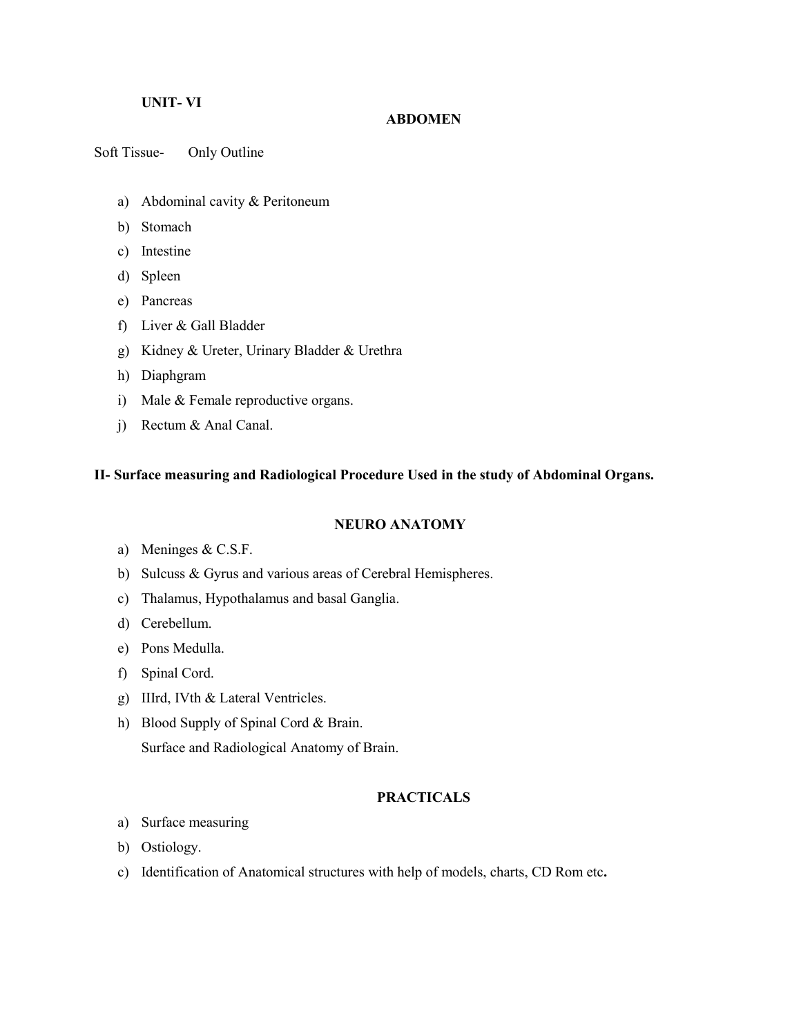**UNIT- VI**

## ABDOMEN

Soft Tissue- Only Outline

a) Abdominal cavity & Peritoneum
b) Stomach
c) Intestine
d) Spleen
e) Pancreas
f) Liver & Gall Bladder
g) Kidney & Ureter, Urinary Bladder & Urethra
h) Diaphgram
i) Male & Female reproductive organs.
j) Rectum & Anal Canal.

**II- Surface measuring and Radiological Procedure Used in the study of Abdominal Organs.**

## NEURO ANATOMY

a) Meninges & C.S.F.
b) Sulcuss & Gyrus and various areas of Cerebral Hemispheres.
c) Thalamus, Hypothalamus and basal Ganglia.
d) Cerebellum.
e) Pons Medulla.
f) Spinal Cord.
g) IIIrd, IVth & Lateral Ventricles.
h) Blood Supply of Spinal Cord & Brain.
   Surface and Radiological Anatomy of Brain.

## PRACTICALS

a) Surface measuring
b) Ostiology.
c) Identification of Anatomical structures with help of models, charts, CD Rom etc**.**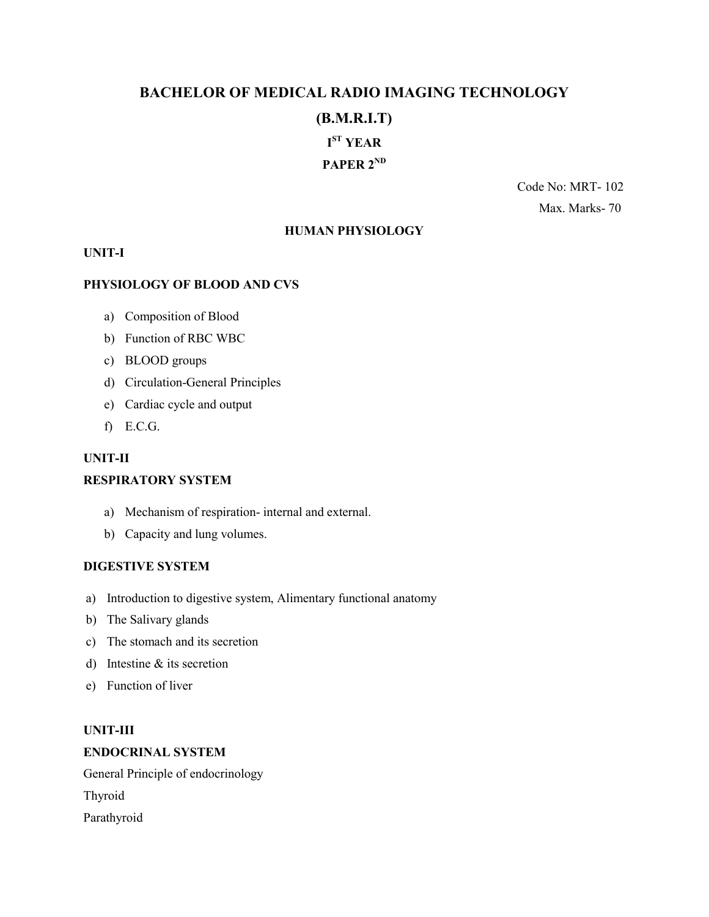# BACHELOR OF MEDICAL RADIO IMAGING TECHNOLOGY

# (B.M.R.I.T)

## I$^{ST}$ YEAR

## PAPER 2$^{ND}$

Code No: MRT- 102

Max. Marks- 70

### HUMAN PHYSIOLOGY

**UNIT-I**

**PHYSIOLOGY OF BLOOD AND CVS**

a) Composition of Blood
b) Function of RBC WBC
c) BLOOD groups
d) Circulation-General Principles
e) Cardiac cycle and output
f) E.C.G.

**UNIT-II**

**RESPIRATORY SYSTEM**

a) Mechanism of respiration- internal and external.
b) Capacity and lung volumes.

**DIGESTIVE SYSTEM**

a) Introduction to digestive system, Alimentary functional anatomy
b) The Salivary glands
c) The stomach and its secretion
d) Intestine & its secretion
e) Function of liver

**UNIT-III**

**ENDOCRINAL SYSTEM**

General Principle of endocrinology

Thyroid

Parathyroid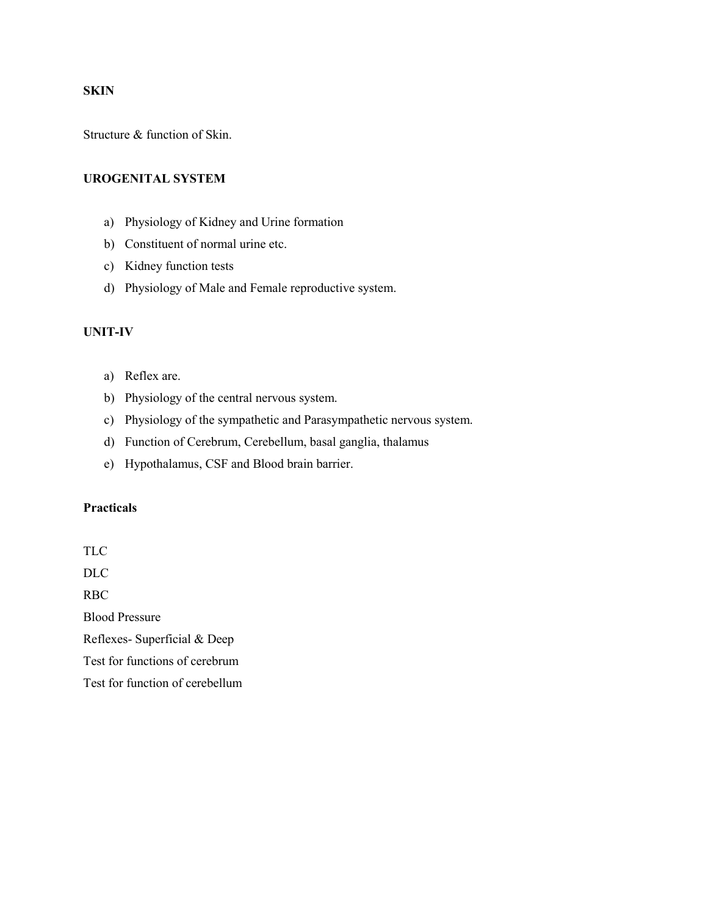**SKIN**

Structure & function of Skin.

**UROGENITAL SYSTEM**

a) Physiology of Kidney and Urine formation
b) Constituent of normal urine etc.
c) Kidney function tests
d) Physiology of Male and Female reproductive system.

**UNIT-IV**

a) Reflex are.
b) Physiology of the central nervous system.
c) Physiology of the sympathetic and Parasympathetic nervous system.
d) Function of Cerebrum, Cerebellum, basal ganglia, thalamus
e) Hypothalamus, CSF and Blood brain barrier.

**Practicals**

TLC
DLC
RBC
Blood Pressure
Reflexes- Superficial & Deep
Test for functions of cerebrum
Test for function of cerebellum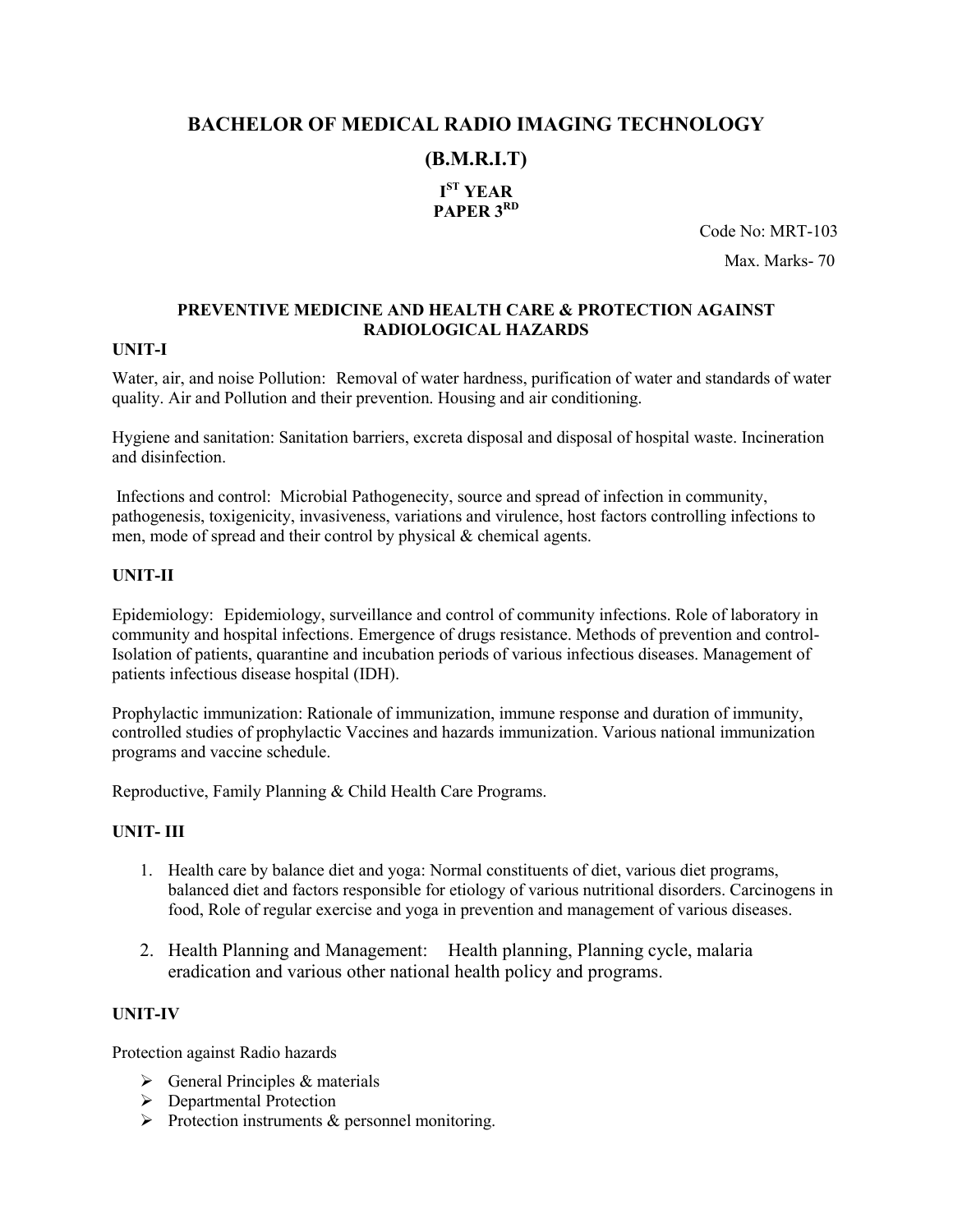# BACHELOR OF MEDICAL RADIO IMAGING TECHNOLOGY

# (B.M.R.I.T)

## I[ST] YEAR
## PAPER 3[RD]

Code No: MRT-103

Max. Marks- 70

### PREVENTIVE MEDICINE AND HEALTH CARE & PROTECTION AGAINST RADIOLOGICAL HAZARDS

**UNIT-I**

Water, air, and noise Pollution: Removal of water hardness, purification of water and standards of water quality. Air and Pollution and their prevention. Housing and air conditioning.

Hygiene and sanitation: Sanitation barriers, excreta disposal and disposal of hospital waste. Incineration and disinfection.

Infections and control: Microbial Pathogenecity, source and spread of infection in community, pathogenesis, toxigenicity, invasiveness, variations and virulence, host factors controlling infections to men, mode of spread and their control by physical & chemical agents.

**UNIT-II**

Epidemiology: Epidemiology, surveillance and control of community infections. Role of laboratory in community and hospital infections. Emergence of drugs resistance. Methods of prevention and control- Isolation of patients, quarantine and incubation periods of various infectious diseases. Management of patients infectious disease hospital (IDH).

Prophylactic immunization: Rationale of immunization, immune response and duration of immunity, controlled studies of prophylactic Vaccines and hazards immunization. Various national immunization programs and vaccine schedule.

Reproductive, Family Planning & Child Health Care Programs.

**UNIT- III**

1. Health care by balance diet and yoga: Normal constituents of diet, various diet programs, balanced diet and factors responsible for etiology of various nutritional disorders. Carcinogens in food, Role of regular exercise and yoga in prevention and management of various diseases.
2. Health Planning and Management: Health planning, Planning cycle, malaria eradication and various other national health policy and programs.

**UNIT-IV**

Protection against Radio hazards

- General Principles & materials
- Departmental Protection
- Protection instruments & personnel monitoring.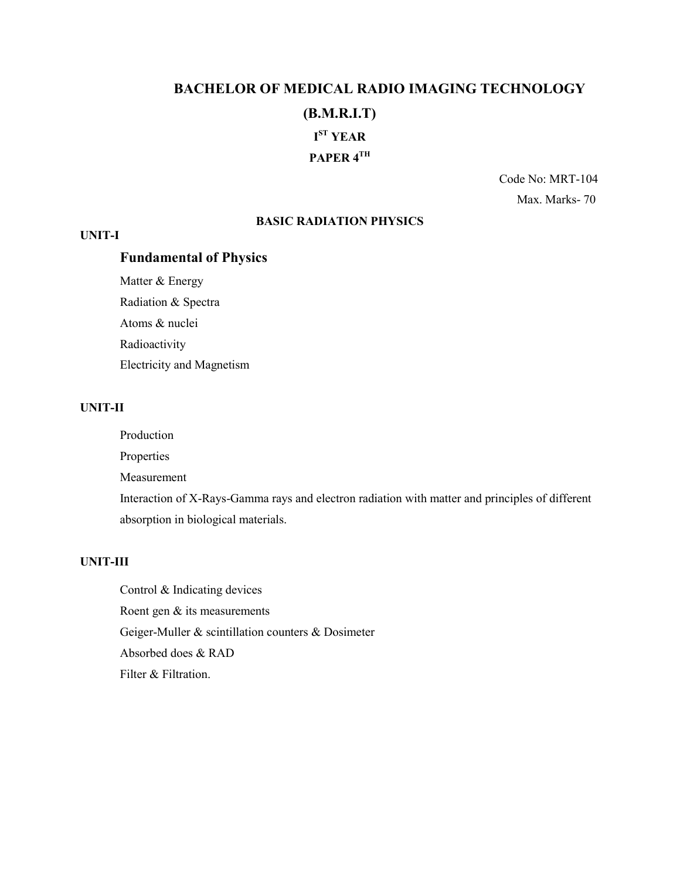# BACHELOR OF MEDICAL RADIO IMAGING TECHNOLOGY

## (B.M.R.I.T)

### I<sup>ST</sup> YEAR

### PAPER 4<sup>TH</sup>

Code No: MRT-104

Max. Marks- 70

**BASIC RADIATION PHYSICS**

**UNIT-I**

**Fundamental of Physics**

Matter & Energy

Radiation & Spectra

Atoms & nuclei

Radioactivity

Electricity and Magnetism

**UNIT-II**

Production

Properties

Measurement

Interaction of X-Rays-Gamma rays and electron radiation with matter and principles of different absorption in biological materials.

**UNIT-III**

Control & Indicating devices

Roent gen & its measurements

Geiger-Muller & scintillation counters & Dosimeter

Absorbed does & RAD

Filter & Filtration.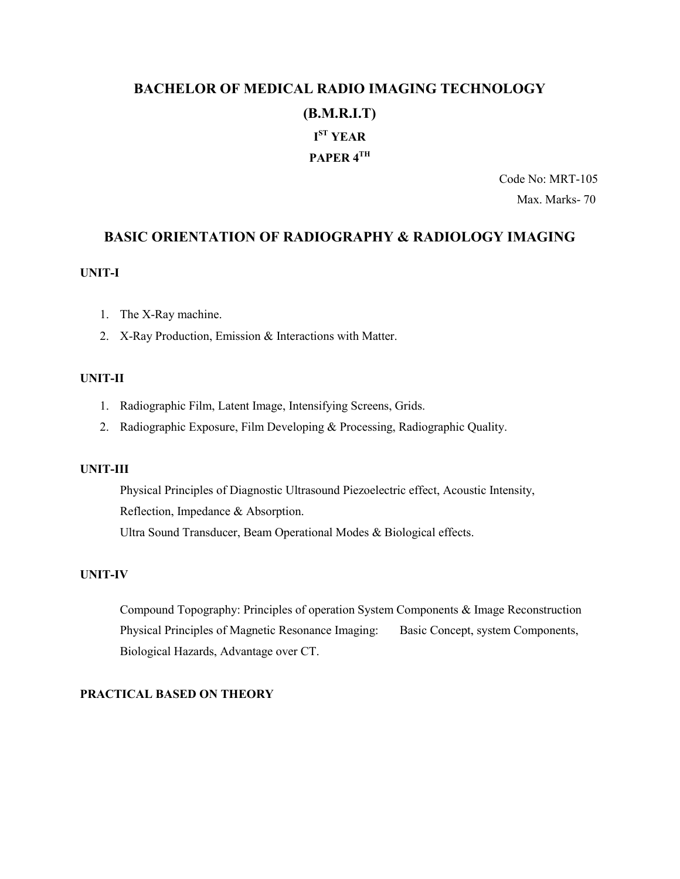# BACHELOR OF MEDICAL RADIO IMAGING TECHNOLOGY

## (B.M.R.I.T)

### I[ST] YEAR

### PAPER 4[TH]

Code No: MRT-105

Max. Marks- 70

## BASIC ORIENTATION OF RADIOGRAPHY & RADIOLOGY IMAGING

**UNIT-I**

1. The X-Ray machine.
2. X-Ray Production, Emission & Interactions with Matter.

**UNIT-II**

1. Radiographic Film, Latent Image, Intensifying Screens, Grids.
2. Radiographic Exposure, Film Developing & Processing, Radiographic Quality.

**UNIT-III**

Physical Principles of Diagnostic Ultrasound Piezoelectric effect, Acoustic Intensity, Reflection, Impedance & Absorption.

Ultra Sound Transducer, Beam Operational Modes & Biological effects.

**UNIT-IV**

Compound Topography: Principles of operation System Components & Image Reconstruction

Physical Principles of Magnetic Resonance Imaging: Basic Concept, system Components, Biological Hazards, Advantage over CT.

**PRACTICAL BASED ON THEORY**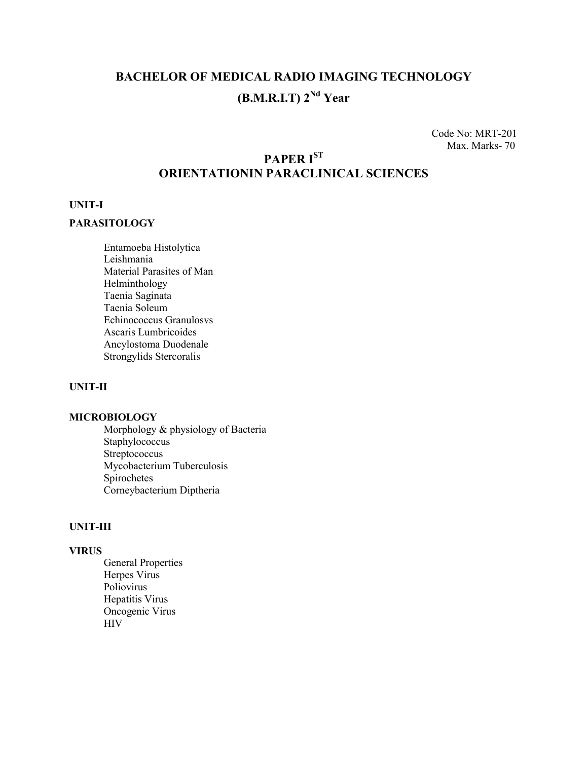# BACHELOR OF MEDICAL RADIO IMAGING TECHNOLOGY

# (B.M.R.I.T) 2Nd Year

Code No: MRT-201
Max. Marks- 70

## PAPER IST
## ORIENTATIONIN PARACLINICAL SCIENCES

**UNIT-I**

**PARASITOLOGY**

Entamoeba Histolytica
Leishmania
Material Parasites of Man
Helminthology
Taenia Saginata
Taenia Soleum
Echinococcus Granulosvs
Ascaris Lumbricoides
Ancylostoma Duodenale
Strongylids Stercoralis

**UNIT-II**

**MICROBIOLOGY**

Morphology & physiology of Bacteria
Staphylococcus
Streptococcus
Mycobacterium Tuberculosis
Spirochetes
Corneybacterium Diptheria

**UNIT-III**

**VIRUS**

General Properties
Herpes Virus
Poliovirus
Hepatitis Virus
Oncogenic Virus
HIV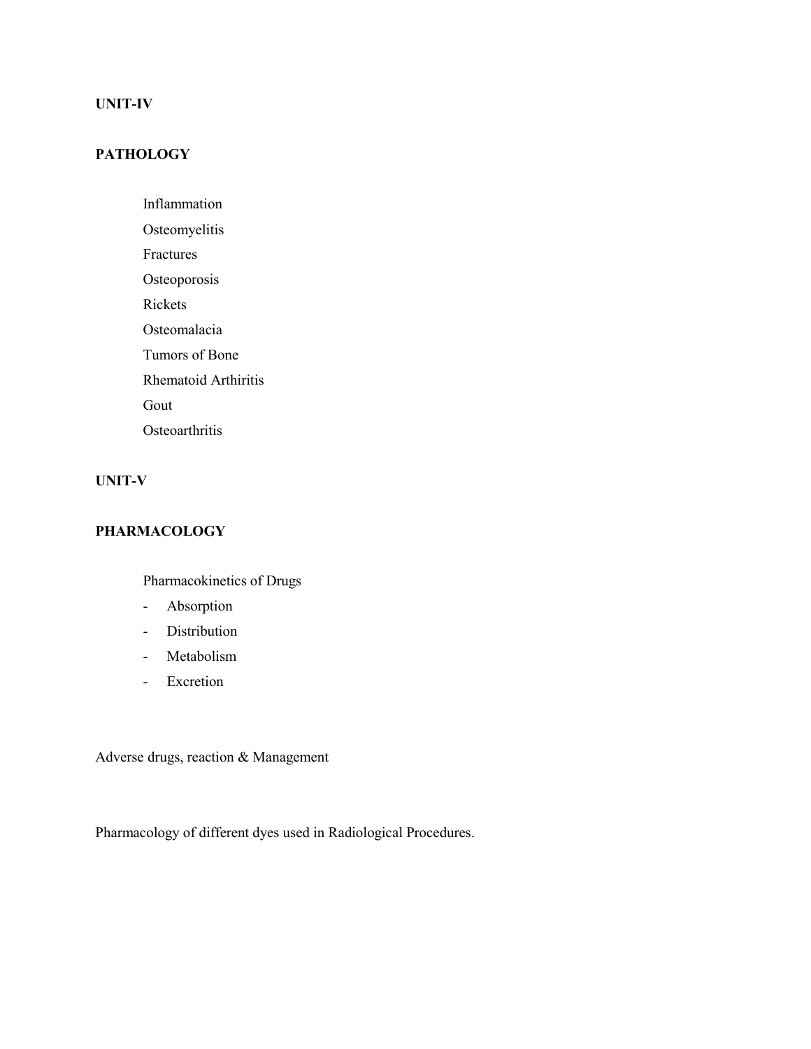**UNIT-IV**

**PATHOLOGY**

Inflammation
Osteomyelitis
Fractures
Osteoporosis
Rickets
Osteomalacia
Tumors of Bone
Rhematoid Arthiritis
Gout
Osteoarthritis

**UNIT-V**

**PHARMACOLOGY**

Pharmacokinetics of Drugs

- Absorption
- Distribution
- Metabolism
- Excretion

Adverse drugs, reaction & Management

Pharmacology of different dyes used in Radiological Procedures.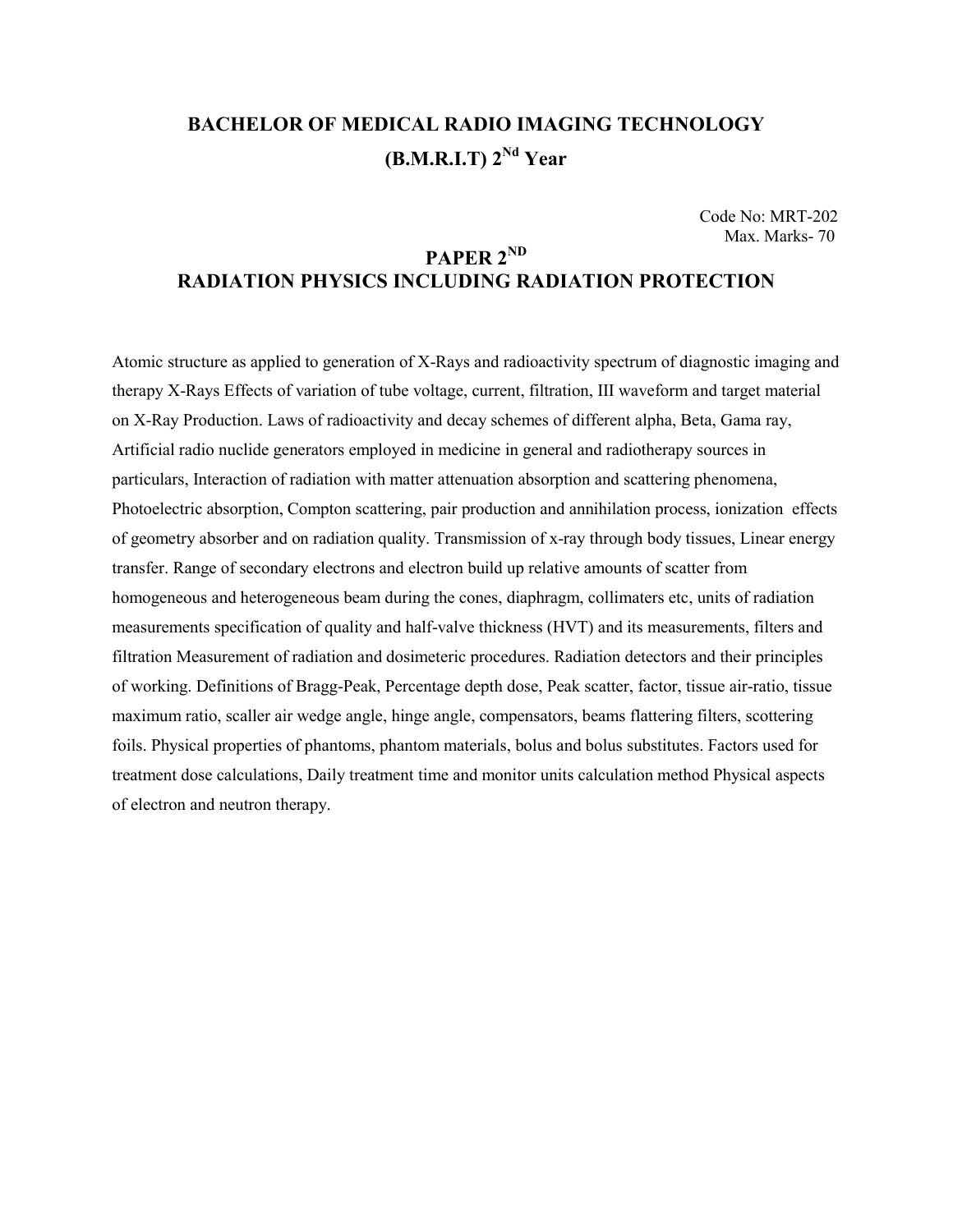# BACHELOR OF MEDICAL RADIO IMAGING TECHNOLOGY (B.M.R.I.T) 2^Nd Year

Code No: MRT-202
Max. Marks- 70

## PAPER 2^ND
## RADIATION PHYSICS INCLUDING RADIATION PROTECTION

Atomic structure as applied to generation of X-Rays and radioactivity spectrum of diagnostic imaging and therapy X-Rays Effects of variation of tube voltage, current, filtration, III waveform and target material on X-Ray Production. Laws of radioactivity and decay schemes of different alpha, Beta, Gama ray, Artificial radio nuclide generators employed in medicine in general and radiotherapy sources in particulars, Interaction of radiation with matter attenuation absorption and scattering phenomena, Photoelectric absorption, Compton scattering, pair production and annihilation process, ionization effects of geometry absorber and on radiation quality. Transmission of x-ray through body tissues, Linear energy transfer. Range of secondary electrons and electron build up relative amounts of scatter from homogeneous and heterogeneous beam during the cones, diaphragm, collimaters etc, units of radiation measurements specification of quality and half-valve thickness (HVT) and its measurements, filters and filtration Measurement of radiation and dosimeteric procedures. Radiation detectors and their principles of working. Definitions of Bragg-Peak, Percentage depth dose, Peak scatter, factor, tissue air-ratio, tissue maximum ratio, scaller air wedge angle, hinge angle, compensators, beams flattering filters, scottering foils. Physical properties of phantoms, phantom materials, bolus and bolus substitutes. Factors used for treatment dose calculations, Daily treatment time and monitor units calculation method Physical aspects of electron and neutron therapy.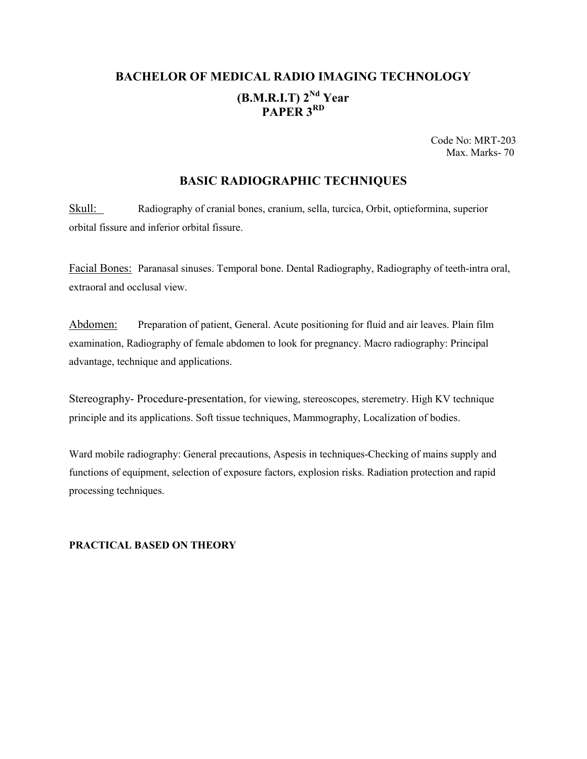# BACHELOR OF MEDICAL RADIO IMAGING TECHNOLOGY

## (B.M.R.I.T) 2Nd Year
## PAPER 3RD

Code No: MRT-203
Max. Marks- 70

## BASIC RADIOGRAPHIC TECHNIQUES

Skull: Radiography of cranial bones, cranium, sella, turcica, Orbit, optieformina, superior orbital fissure and inferior orbital fissure.

Facial Bones: Paranasal sinuses. Temporal bone. Dental Radiography, Radiography of teeth-intra oral, extraoral and occlusal view.

Abdomen: Preparation of patient, General. Acute positioning for fluid and air leaves. Plain film examination, Radiography of female abdomen to look for pregnancy. Macro radiography: Principal advantage, technique and applications.

Stereography- Procedure-presentation, for viewing, stereoscopes, steremetry. High KV technique principle and its applications. Soft tissue techniques, Mammography, Localization of bodies.

Ward mobile radiography: General precautions, Aspesis in techniques-Checking of mains supply and functions of equipment, selection of exposure factors, explosion risks. Radiation protection and rapid processing techniques.

**PRACTICAL BASED ON THEORY**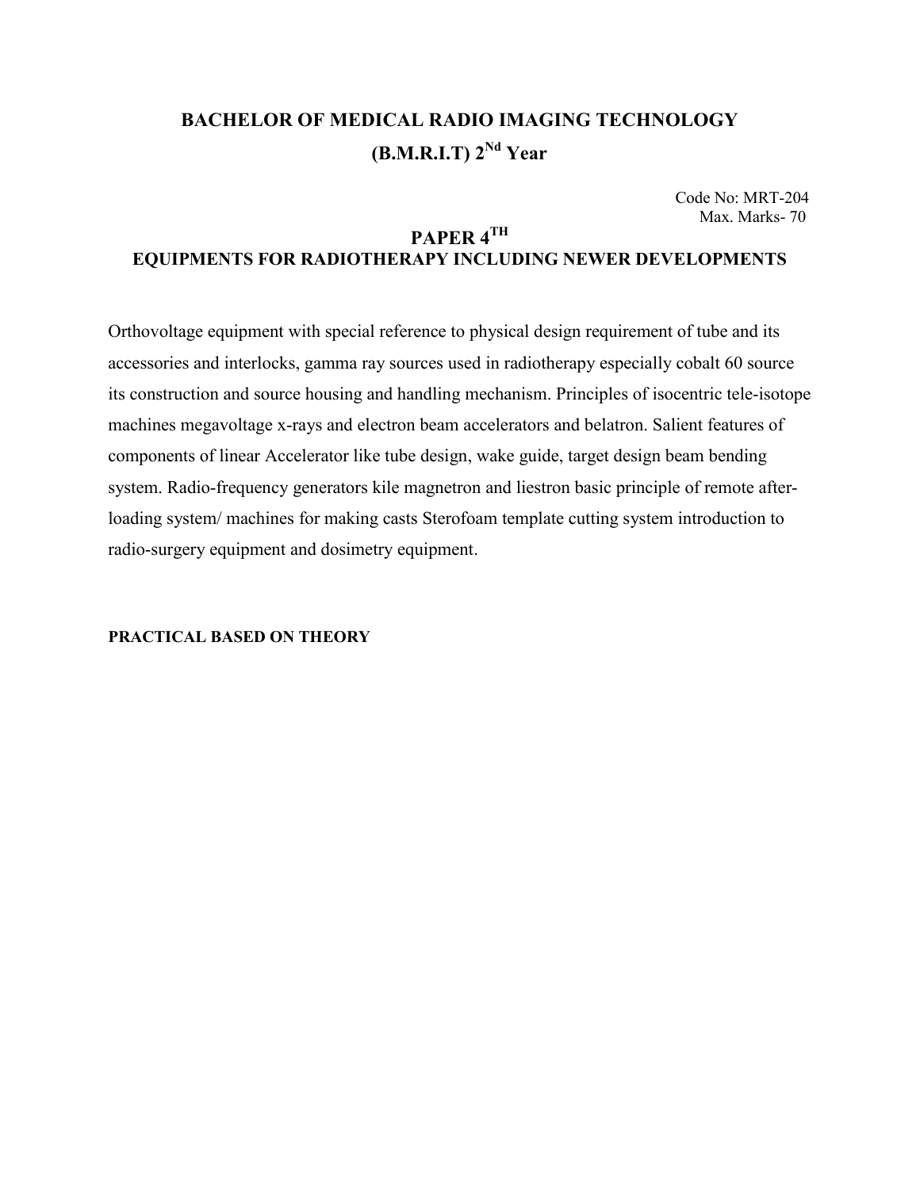# BACHELOR OF MEDICAL RADIO IMAGING TECHNOLOGY

# (B.M.R.I.T) 2[Nd] Year

Code No: MRT-204
Max. Marks- 70

## PAPER 4[TH]

## EQUIPMENTS FOR RADIOTHERAPY INCLUDING NEWER DEVELOPMENTS

Orthovoltage equipment with special reference to physical design requirement of tube and its accessories and interlocks, gamma ray sources used in radiotherapy especially cobalt 60 source its construction and source housing and handling mechanism. Principles of isocentric tele-isotope machines megavoltage x-rays and electron beam accelerators and belatron. Salient features of components of linear Accelerator like tube design, wake guide, target design beam bending system. Radio-frequency generators kile magnetron and liestron basic principle of remote after-loading system/ machines for making casts Sterofoam template cutting system introduction to radio-surgery equipment and dosimetry equipment.

**PRACTICAL BASED ON THEORY**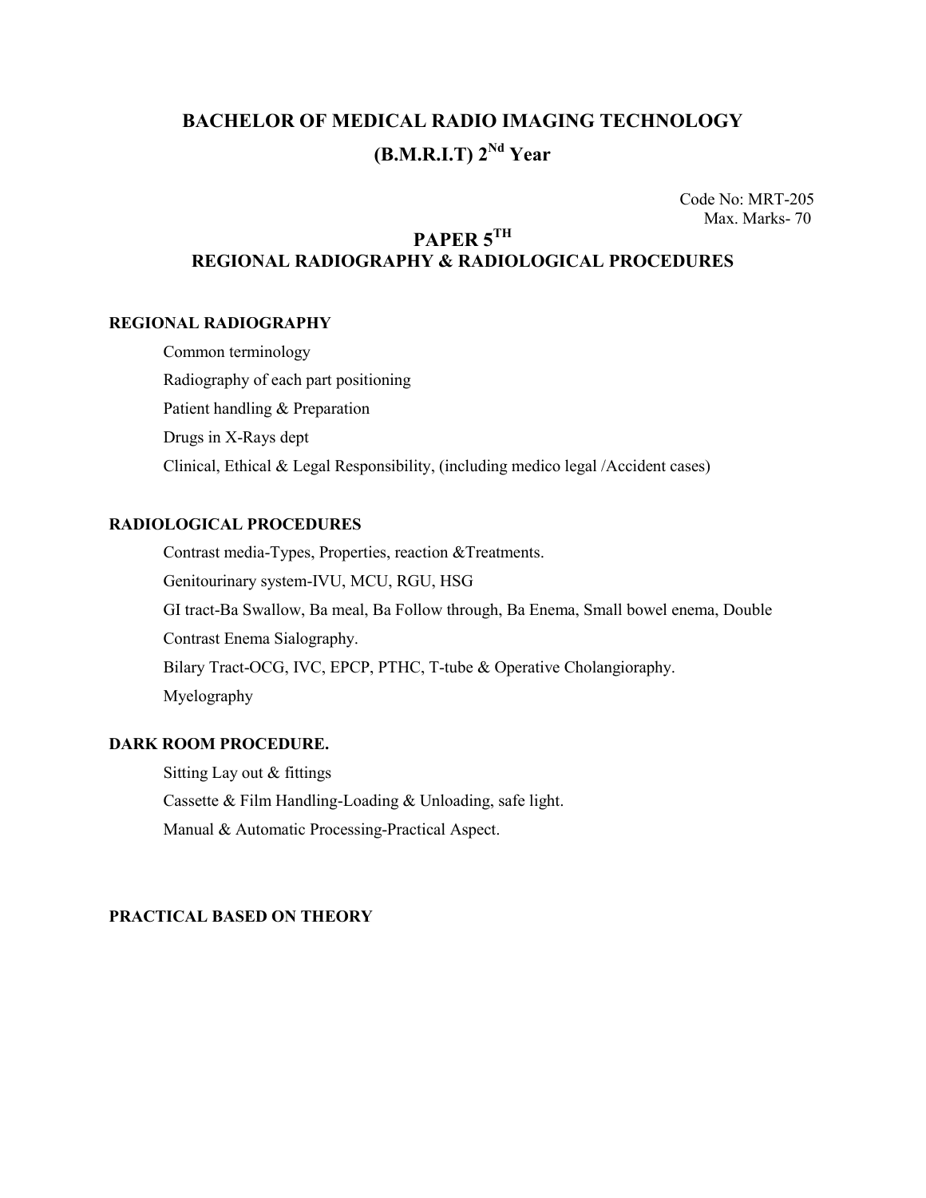# BACHELOR OF MEDICAL RADIO IMAGING TECHNOLOGY

# (B.M.R.I.T) 2nd Year

Code No: MRT-205
Max. Marks- 70

## PAPER 5TH

## REGIONAL RADIOGRAPHY & RADIOLOGICAL PROCEDURES

### REGIONAL RADIOGRAPHY

- Common terminology
- Radiography of each part positioning
- Patient handling & Preparation
- Drugs in X-Rays dept
- Clinical, Ethical & Legal Responsibility, (including medico legal /Accident cases)

### RADIOLOGICAL PROCEDURES

- Contrast media-Types, Properties, reaction &Treatments.
- Genitourinary system-IVU, MCU, RGU, HSG
- GI tract-Ba Swallow, Ba meal, Ba Follow through, Ba Enema, Small bowel enema, Double Contrast Enema Sialography.
- Bilary Tract-OCG, IVC, EPCP, PTHC, T-tube & Operative Cholangioraphy.
- Myelography

### DARK ROOM PROCEDURE.

- Sitting Lay out & fittings
- Cassette & Film Handling-Loading & Unloading, safe light.
- Manual & Automatic Processing-Practical Aspect.

### PRACTICAL BASED ON THEORY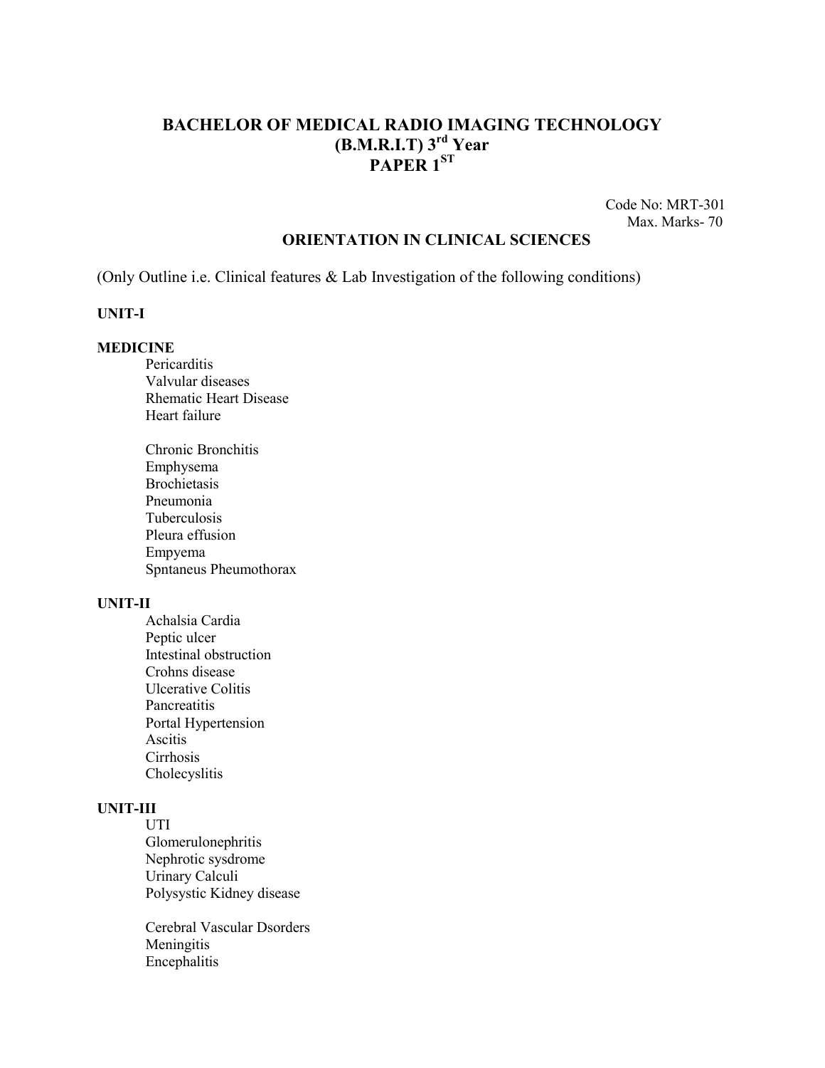# BACHELOR OF MEDICAL RADIO IMAGING TECHNOLOGY (B.M.R.I.T) 3rd Year PAPER 1ST

Code No: MRT-301
Max. Marks- 70

## ORIENTATION IN CLINICAL SCIENCES

(Only Outline i.e. Clinical features & Lab Investigation of the following conditions)

**UNIT-I**

**MEDICINE**

- Pericarditis
- Valvular diseases
- Rhematic Heart Disease
- Heart failure

- Chronic Bronchitis
- Emphysema
- Brochietasis
- Pneumonia
- Tuberculosis
- Pleura effusion
- Empyema
- Spntaneus Pheumothorax

**UNIT-II**

- Achalsia Cardia
- Peptic ulcer
- Intestinal obstruction
- Crohns disease
- Ulcerative Colitis
- Pancreatitis
- Portal Hypertension
- Ascitis
- Cirrhosis
- Cholecyslitis

**UNIT-III**

- UTI
- Glomerulonephritis
- Nephrotic sysdrome
- Urinary Calculi
- Polysystic Kidney disease

- Cerebral Vascular Dsorders
- Meningitis
- Encephalitis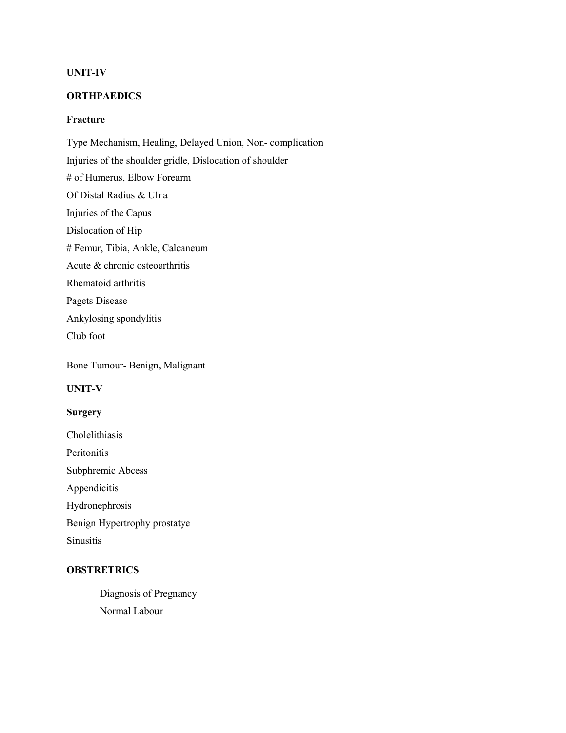**UNIT-IV**

**ORTHPAEDICS**

**Fracture**

Type Mechanism, Healing, Delayed Union, Non- complication

Injuries of the shoulder gridle, Dislocation of shoulder

# of Humerus, Elbow Forearm

Of Distal Radius & Ulna

Injuries of the Capus

Dislocation of Hip

# Femur, Tibia, Ankle, Calcaneum

Acute & chronic osteoarthritis

Rhematoid arthritis

Pagets Disease

Ankylosing spondylitis

Club foot

Bone Tumour- Benign, Malignant

**UNIT-V**

**Surgery**

Cholelithiasis

Peritonitis

Subphremic Abcess

Appendicitis

Hydronephrosis

Benign Hypertrophy prostatye

Sinusitis

**OBSTRETRICS**

Diagnosis of Pregnancy

Normal Labour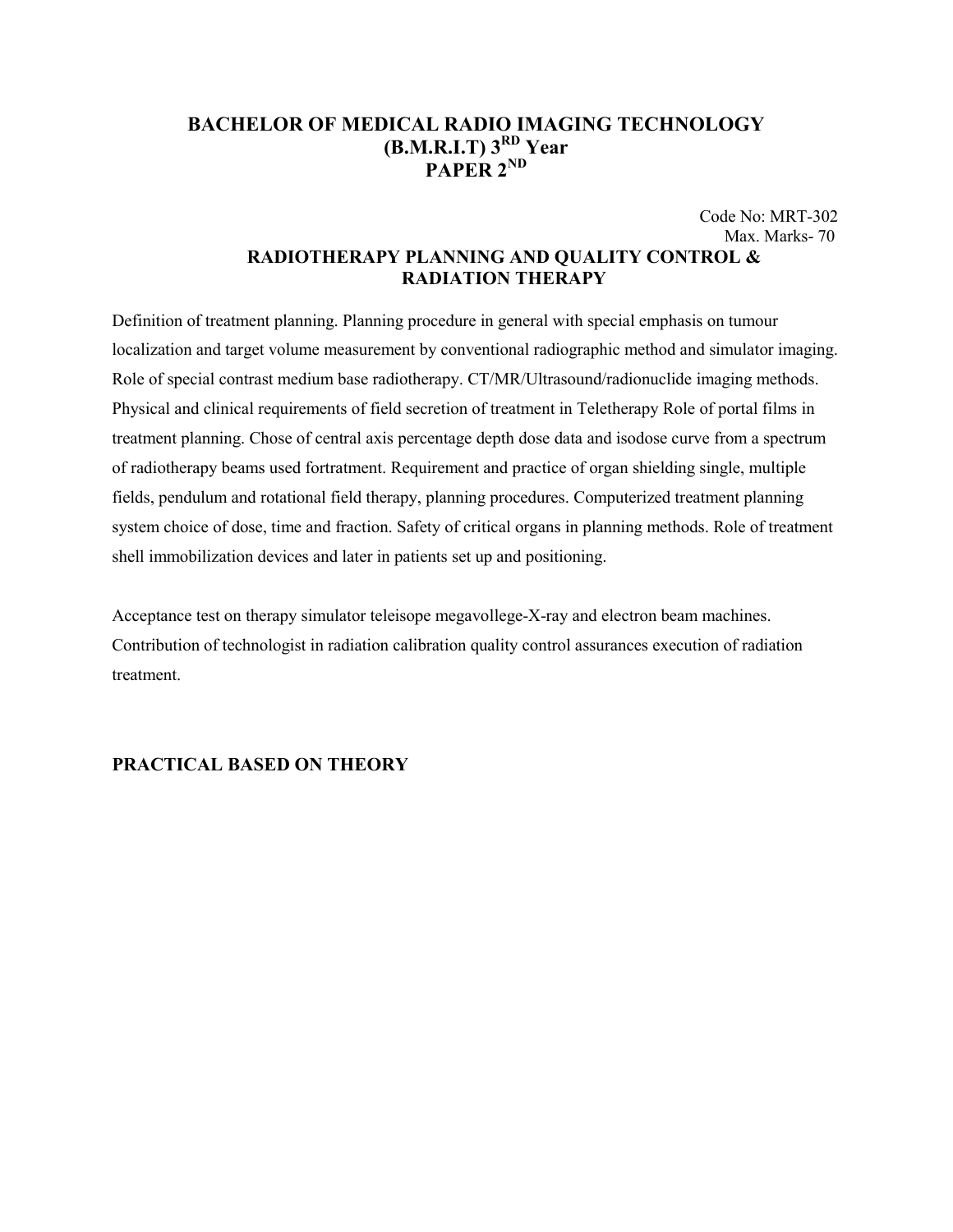# BACHELOR OF MEDICAL RADIO IMAGING TECHNOLOGY (B.M.R.I.T) 3RD Year PAPER 2ND

Code No: MRT-302
Max. Marks- 70

## RADIOTHERAPY PLANNING AND QUALITY CONTROL & RADIATION THERAPY

Definition of treatment planning. Planning procedure in general with special emphasis on tumour localization and target volume measurement by conventional radiographic method and simulator imaging. Role of special contrast medium base radiotherapy. CT/MR/Ultrasound/radionuclide imaging methods. Physical and clinical requirements of field secretion of treatment in Teletherapy Role of portal films in treatment planning. Chose of central axis percentage depth dose data and isodose curve from a spectrum of radiotherapy beams used fortratment. Requirement and practice of organ shielding single, multiple fields, pendulum and rotational field therapy, planning procedures. Computerized treatment planning system choice of dose, time and fraction. Safety of critical organs in planning methods. Role of treatment shell immobilization devices and later in patients set up and positioning.

Acceptance test on therapy simulator teleisope megavollege-X-ray and electron beam machines. Contribution of technologist in radiation calibration quality control assurances execution of radiation treatment.

## PRACTICAL BASED ON THEORY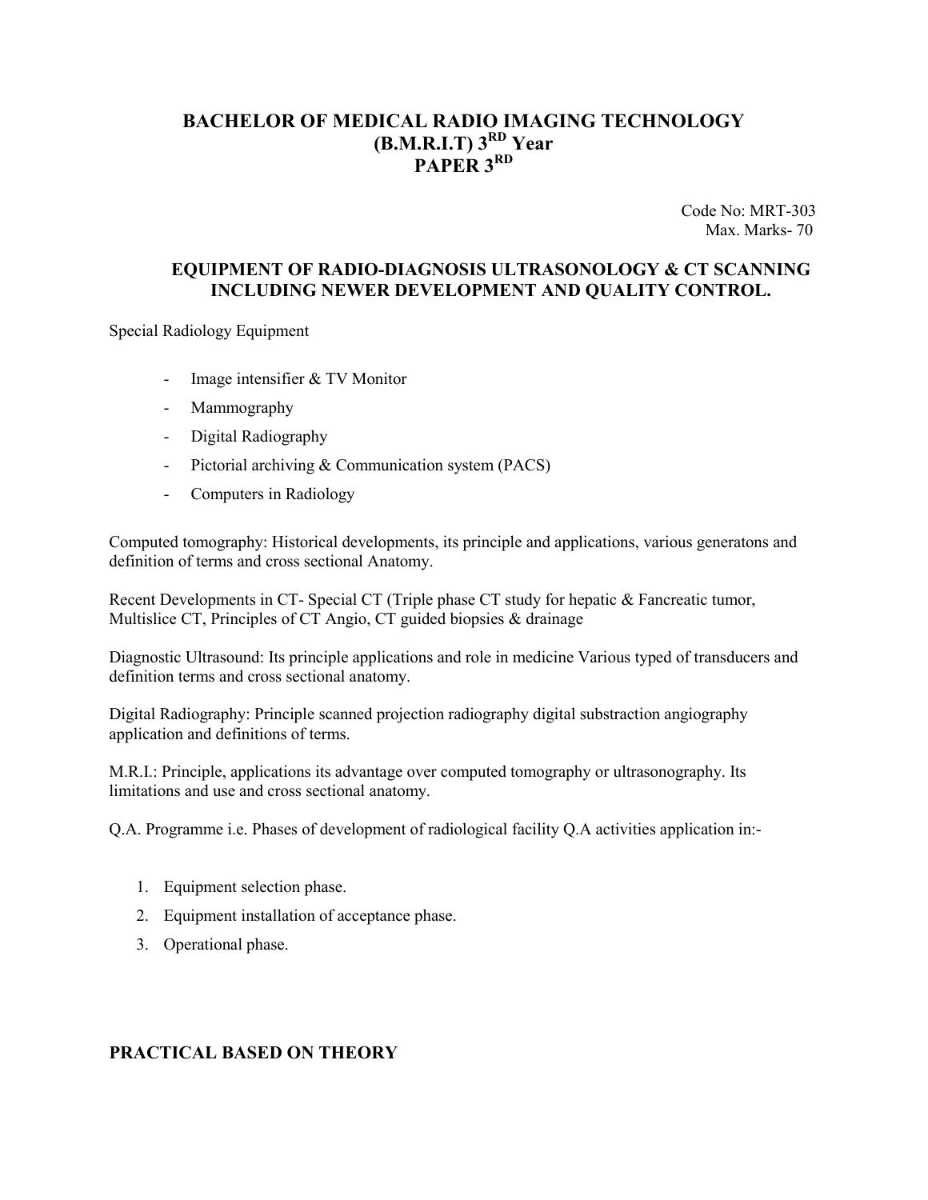# BACHELOR OF MEDICAL RADIO IMAGING TECHNOLOGY (B.M.R.I.T) 3RD Year PAPER 3RD

Code No: MRT-303
Max. Marks- 70

## EQUIPMENT OF RADIO-DIAGNOSIS ULTRASONOLOGY & CT SCANNING INCLUDING NEWER DEVELOPMENT AND QUALITY CONTROL.

Special Radiology Equipment

- Image intensifier & TV Monitor
- Mammography
- Digital Radiography
- Pictorial archiving & Communication system (PACS)
- Computers in Radiology

Computed tomography: Historical developments, its principle and applications, various generatons and definition of terms and cross sectional Anatomy.

Recent Developments in CT- Special CT (Triple phase CT study for hepatic & Fancreatic tumor, Multislice CT, Principles of CT Angio, CT guided biopsies & drainage

Diagnostic Ultrasound: Its principle applications and role in medicine Various typed of transducers and definition terms and cross sectional anatomy.

Digital Radiography: Principle scanned projection radiography digital substraction angiography application and definitions of terms.

M.R.I.: Principle, applications its advantage over computed tomography or ultrasonography. Its limitations and use and cross sectional anatomy.

Q.A. Programme i.e. Phases of development of radiological facility Q.A activities application in:-

1. Equipment selection phase.
2. Equipment installation of acceptance phase.
3. Operational phase.

## PRACTICAL BASED ON THEORY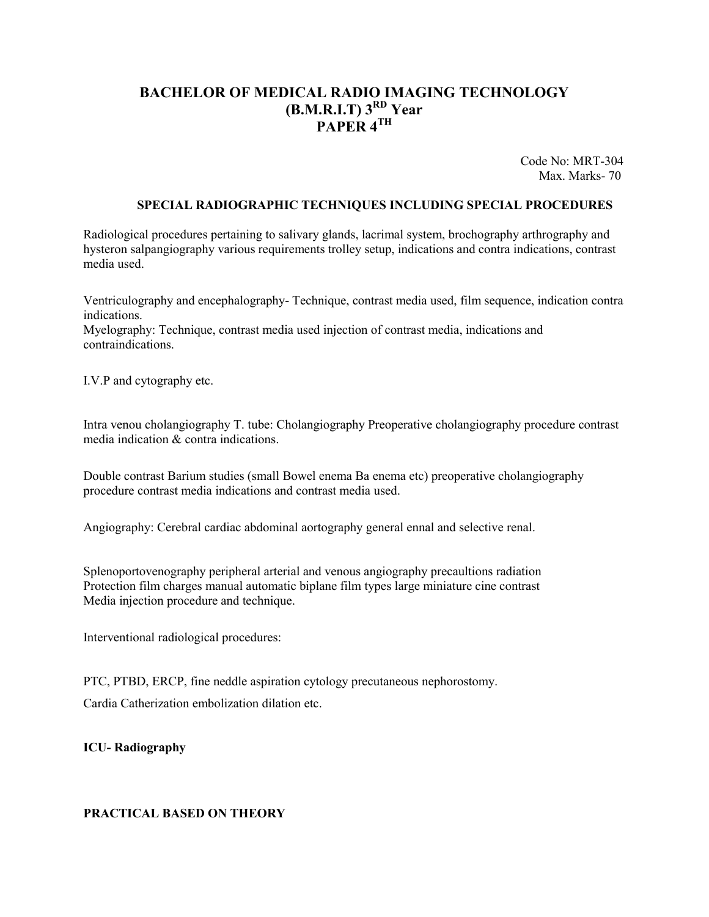# BACHELOR OF MEDICAL RADIO IMAGING TECHNOLOGY (B.M.R.I.T) 3RD Year PAPER 4TH

Code No: MRT-304
Max. Marks- 70

### SPECIAL RADIOGRAPHIC TECHNIQUES INCLUDING SPECIAL PROCEDURES

Radiological procedures pertaining to salivary glands, lacrimal system, brochography arthrography and hysteron salpangiography various requirements trolley setup, indications and contra indications, contrast media used.

Ventriculography and encephalography- Technique, contrast media used, film sequence, indication contra indications.
Myelography: Technique, contrast media used injection of contrast media, indications and contraindications.

I.V.P and cytography etc.

Intra venou cholangiography T. tube: Cholangiography Preoperative cholangiography procedure contrast media indication & contra indications.

Double contrast Barium studies (small Bowel enema Ba enema etc) preoperative cholangiography procedure contrast media indications and contrast media used.

Angiography: Cerebral cardiac abdominal aortography general ennal and selective renal.

Splenoportovenography peripheral arterial and venous angiography precaultions radiation Protection film charges manual automatic biplane film types large miniature cine contrast Media injection procedure and technique.

Interventional radiological procedures:

PTC, PTBD, ERCP, fine neddle aspiration cytology precutaneous nephorostomy.

Cardia Catherization embolization dilation etc.

**ICU- Radiography**

**PRACTICAL BASED ON THEORY**